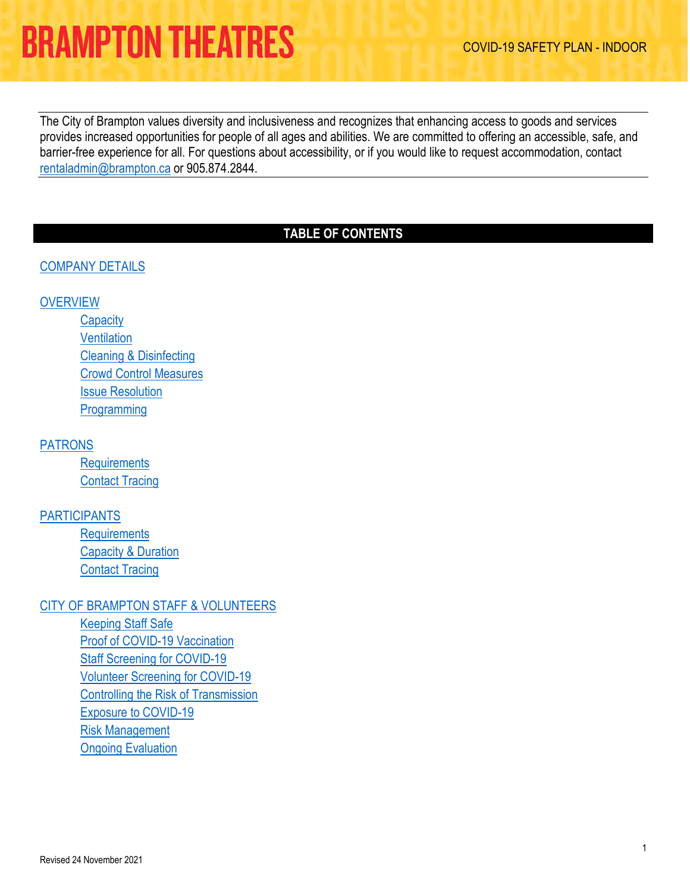# BRAMPTON THEATRES

COVID-19 SAFETY PLAN - INDOOR

The City of Brampton values diversity and inclusiveness and recognizes that enhancing access to goods and services provides increased opportunities for people of all ages and abilities. We are committed to offering an accessible, safe, and barrier-free experience for all. For questions about accessibility, or if you would like to request accommodation, contact rentaladmin@brampton.ca or 905.874.2844.

## TABLE OF CONTENTS

COMPANY DETAILS

OVERVIEW
- Capacity
- Ventilation
- Cleaning & Disinfecting
- Crowd Control Measures
- Issue Resolution
- Programming

PATRONS
- Requirements
- Contact Tracing

PARTICIPANTS
- Requirements
- Capacity & Duration
- Contact Tracing

CITY OF BRAMPTON STAFF & VOLUNTEERS
- Keeping Staff Safe
- Proof of COVID-19 Vaccination
- Staff Screening for COVID-19
- Volunteer Screening for COVID-19
- Controlling the Risk of Transmission
- Exposure to COVID-19
- Risk Management
- Ongoing Evaluation

Revised 24 November 2021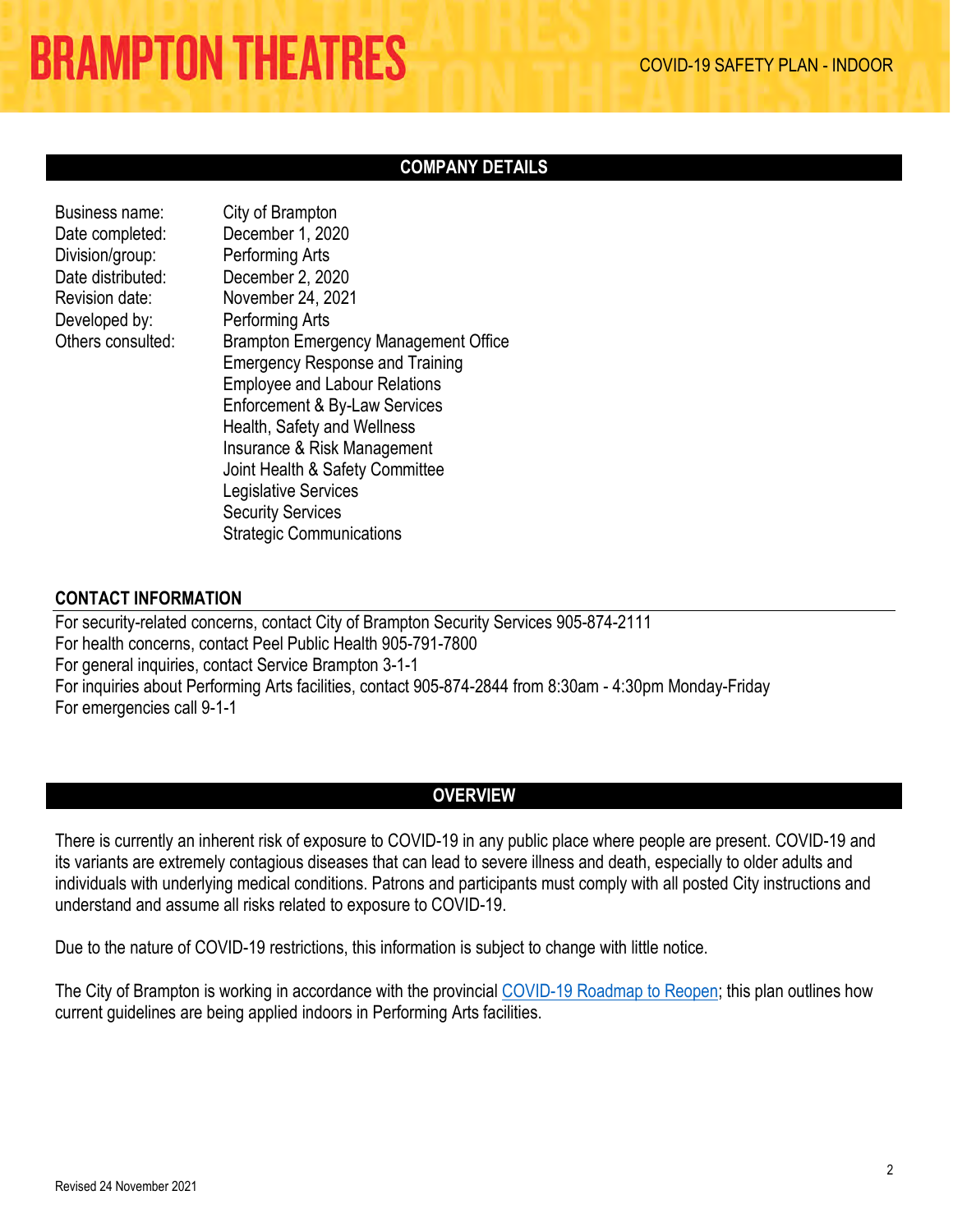## COMPANY DETAILS

| | |
|---|---|
| Business name: | City of Brampton |
| Date completed: | December 1, 2020 |
| Division/group: | Performing Arts |
| Date distributed: | December 2, 2020 |
| Revision date: | November 24, 2021 |
| Developed by: | Performing Arts |
| Others consulted: | Brampton Emergency Management Office<br>Emergency Response and Training<br>Employee and Labour Relations<br>Enforcement & By-Law Services<br>Health, Safety and Wellness<br>Insurance & Risk Management<br>Joint Health & Safety Committee<br>Legislative Services<br>Security Services<br>Strategic Communications |

### CONTACT INFORMATION

For security-related concerns, contact City of Brampton Security Services 905-874-2111
For health concerns, contact Peel Public Health 905-791-7800
For general inquiries, contact Service Brampton 3-1-1
For inquiries about Performing Arts facilities, contact 905-874-2844 from 8:30am - 4:30pm Monday-Friday
For emergencies call 9-1-1

## OVERVIEW

There is currently an inherent risk of exposure to COVID-19 in any public place where people are present. COVID-19 and its variants are extremely contagious diseases that can lead to severe illness and death, especially to older adults and individuals with underlying medical conditions. Patrons and participants must comply with all posted City instructions and understand and assume all risks related to exposure to COVID-19.

Due to the nature of COVID-19 restrictions, this information is subject to change with little notice.

The City of Brampton is working in accordance with the provincial COVID-19 Roadmap to Reopen; this plan outlines how current guidelines are being applied indoors in Performing Arts facilities.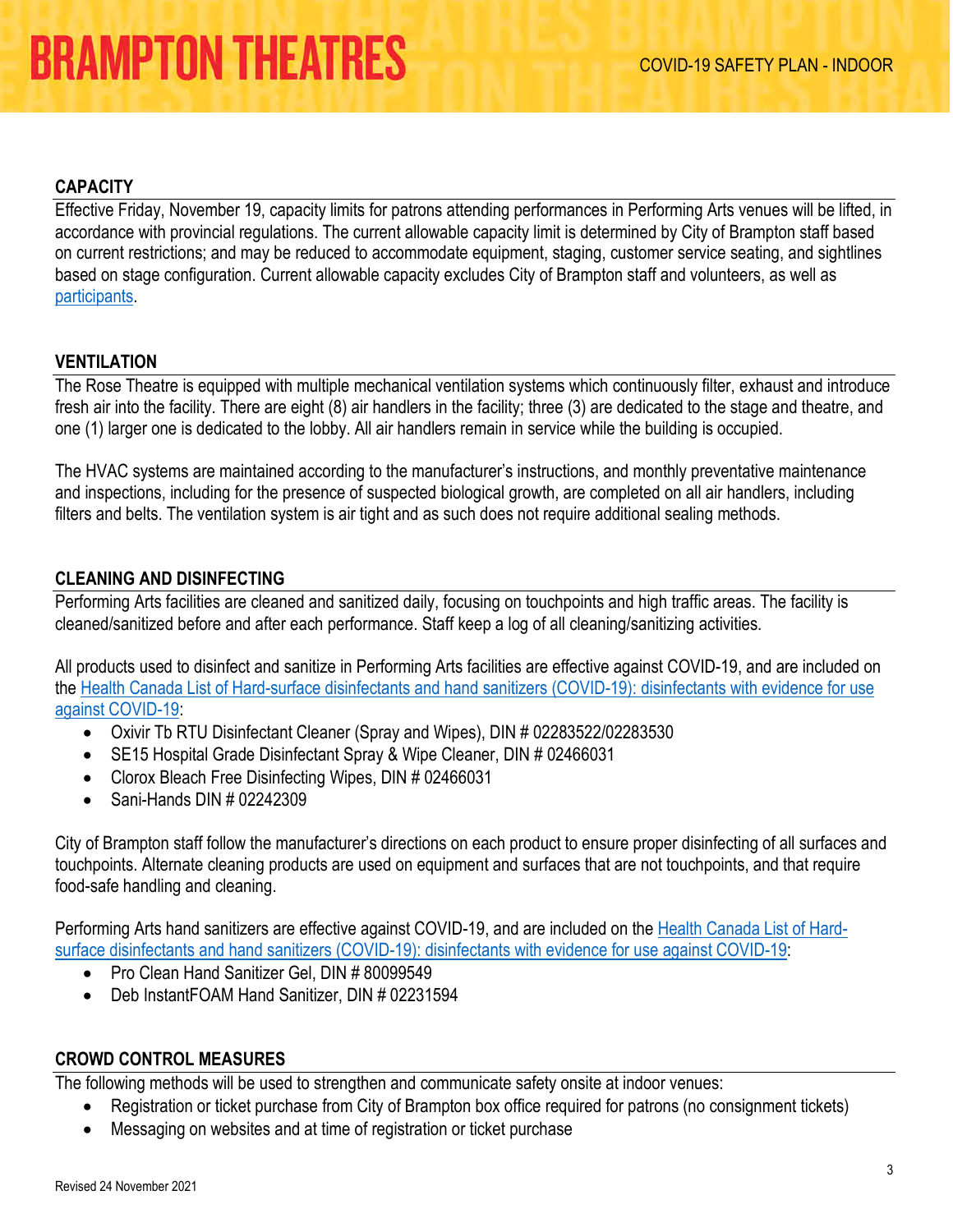## CAPACITY

Effective Friday, November 19, capacity limits for patrons attending performances in Performing Arts venues will be lifted, in accordance with provincial regulations. The current allowable capacity limit is determined by City of Brampton staff based on current restrictions; and may be reduced to accommodate equipment, staging, customer service seating, and sightlines based on stage configuration. Current allowable capacity excludes City of Brampton staff and volunteers, as well as participants.

## VENTILATION

The Rose Theatre is equipped with multiple mechanical ventilation systems which continuously filter, exhaust and introduce fresh air into the facility. There are eight (8) air handlers in the facility; three (3) are dedicated to the stage and theatre, and one (1) larger one is dedicated to the lobby. All air handlers remain in service while the building is occupied.

The HVAC systems are maintained according to the manufacturer's instructions, and monthly preventative maintenance and inspections, including for the presence of suspected biological growth, are completed on all air handlers, including filters and belts. The ventilation system is air tight and as such does not require additional sealing methods.

## CLEANING AND DISINFECTING

Performing Arts facilities are cleaned and sanitized daily, focusing on touchpoints and high traffic areas. The facility is cleaned/sanitized before and after each performance. Staff keep a log of all cleaning/sanitizing activities.

All products used to disinfect and sanitize in Performing Arts facilities are effective against COVID-19, and are included on the Health Canada List of Hard-surface disinfectants and hand sanitizers (COVID-19): disinfectants with evidence for use against COVID-19:

- Oxivir Tb RTU Disinfectant Cleaner (Spray and Wipes), DIN # 02283522/02283530
- SE15 Hospital Grade Disinfectant Spray & Wipe Cleaner, DIN # 02466031
- Clorox Bleach Free Disinfecting Wipes, DIN # 02466031
- Sani-Hands DIN # 02242309

City of Brampton staff follow the manufacturer's directions on each product to ensure proper disinfecting of all surfaces and touchpoints. Alternate cleaning products are used on equipment and surfaces that are not touchpoints, and that require food-safe handling and cleaning.

Performing Arts hand sanitizers are effective against COVID-19, and are included on the Health Canada List of Hard-surface disinfectants and hand sanitizers (COVID-19): disinfectants with evidence for use against COVID-19:

- Pro Clean Hand Sanitizer Gel, DIN # 80099549
- Deb InstantFOAM Hand Sanitizer, DIN # 02231594

## CROWD CONTROL MEASURES

The following methods will be used to strengthen and communicate safety onsite at indoor venues:

- Registration or ticket purchase from City of Brampton box office required for patrons (no consignment tickets)
- Messaging on websites and at time of registration or ticket purchase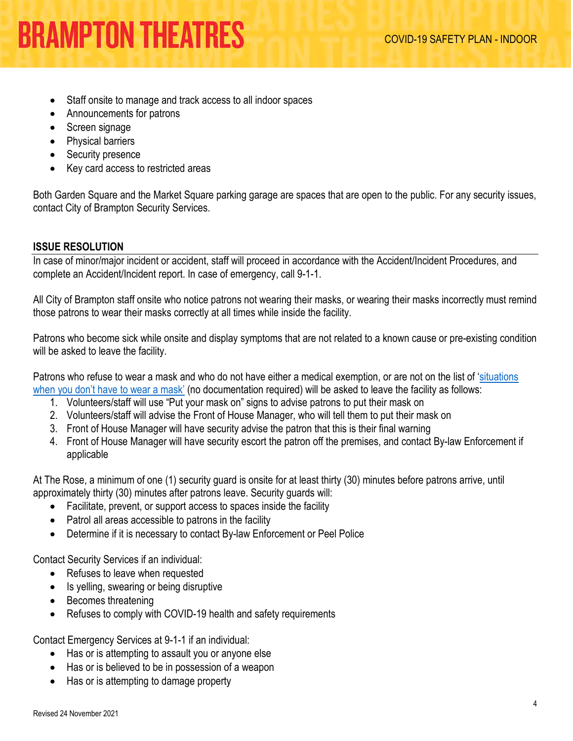- Staff onsite to manage and track access to all indoor spaces
- Announcements for patrons
- Screen signage
- Physical barriers
- Security presence
- Key card access to restricted areas

Both Garden Square and the Market Square parking garage are spaces that are open to the public. For any security issues, contact City of Brampton Security Services.

## ISSUE RESOLUTION

In case of minor/major incident or accident, staff will proceed in accordance with the Accident/Incident Procedures, and complete an Accident/Incident report. In case of emergency, call 9-1-1.

All City of Brampton staff onsite who notice patrons not wearing their masks, or wearing their masks incorrectly must remind those patrons to wear their masks correctly at all times while inside the facility.

Patrons who become sick while onsite and display symptoms that are not related to a known cause or pre-existing condition will be asked to leave the facility.

Patrons who refuse to wear a mask and who do not have either a medical exemption, or are not on the list of 'situations when you don't have to wear a mask' (no documentation required) will be asked to leave the facility as follows:

1. Volunteers/staff will use "Put your mask on" signs to advise patrons to put their mask on
2. Volunteers/staff will advise the Front of House Manager, who will tell them to put their mask on
3. Front of House Manager will have security advise the patron that this is their final warning
4. Front of House Manager will have security escort the patron off the premises, and contact By-law Enforcement if applicable

At The Rose, a minimum of one (1) security guard is onsite for at least thirty (30) minutes before patrons arrive, until approximately thirty (30) minutes after patrons leave. Security guards will:

- Facilitate, prevent, or support access to spaces inside the facility
- Patrol all areas accessible to patrons in the facility
- Determine if it is necessary to contact By-law Enforcement or Peel Police

Contact Security Services if an individual:

- Refuses to leave when requested
- Is yelling, swearing or being disruptive
- Becomes threatening
- Refuses to comply with COVID-19 health and safety requirements

Contact Emergency Services at 9-1-1 if an individual:

- Has or is attempting to assault you or anyone else
- Has or is believed to be in possession of a weapon
- Has or is attempting to damage property

Revised 24 November 2021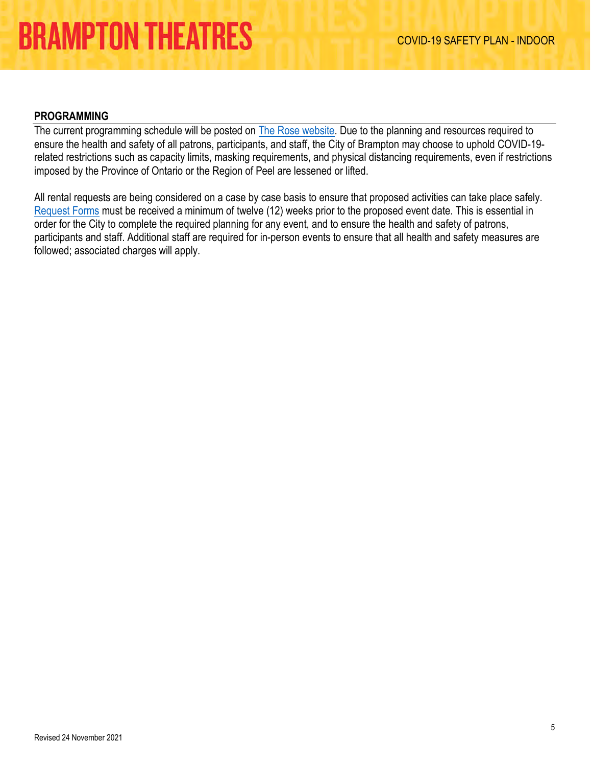## PROGRAMMING

The current programming schedule will be posted on The Rose website. Due to the planning and resources required to ensure the health and safety of all patrons, participants, and staff, the City of Brampton may choose to uphold COVID-19-related restrictions such as capacity limits, masking requirements, and physical distancing requirements, even if restrictions imposed by the Province of Ontario or the Region of Peel are lessened or lifted.

All rental requests are being considered on a case by case basis to ensure that proposed activities can take place safely. Request Forms must be received a minimum of twelve (12) weeks prior to the proposed event date. This is essential in order for the City to complete the required planning for any event, and to ensure the health and safety of patrons, participants and staff. Additional staff are required for in-person events to ensure that all health and safety measures are followed; associated charges will apply.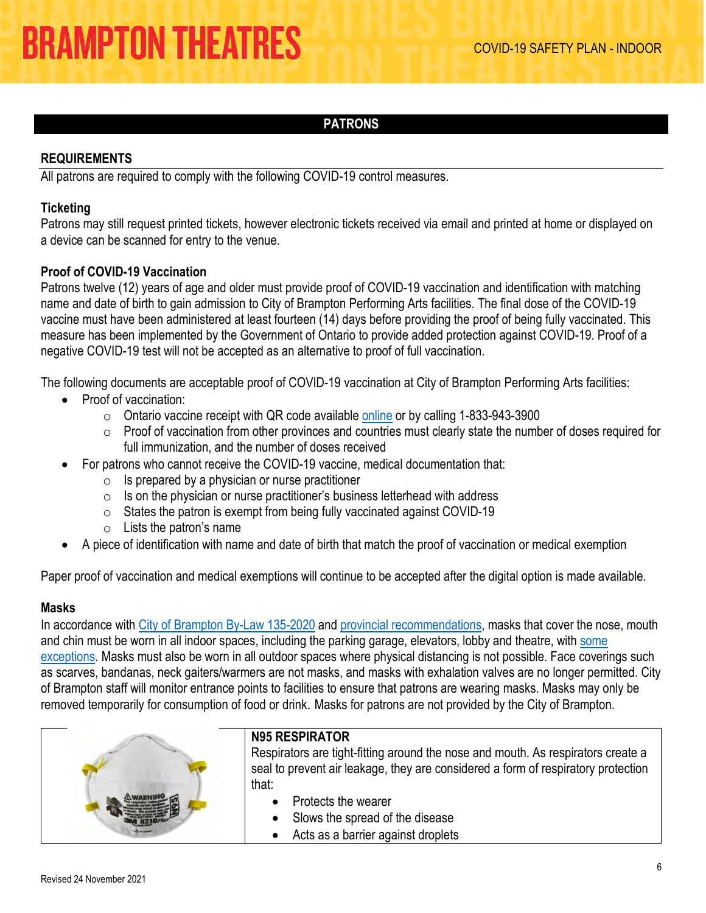## PATRONS

### REQUIREMENTS

All patrons are required to comply with the following COVID-19 control measures.

**Ticketing**

Patrons may still request printed tickets, however electronic tickets received via email and printed at home or displayed on a device can be scanned for entry to the venue.

**Proof of COVID-19 Vaccination**

Patrons twelve (12) years of age and older must provide proof of COVID-19 vaccination and identification with matching name and date of birth to gain admission to City of Brampton Performing Arts facilities. The final dose of the COVID-19 vaccine must have been administered at least fourteen (14) days before providing the proof of being fully vaccinated. This measure has been implemented by the Government of Ontario to provide added protection against COVID-19. Proof of a negative COVID-19 test will not be accepted as an alternative to proof of full vaccination.

The following documents are acceptable proof of COVID-19 vaccination at City of Brampton Performing Arts facilities:

- Proof of vaccination:
  - Ontario vaccine receipt with QR code available online or by calling 1-833-943-3900
  - Proof of vaccination from other provinces and countries must clearly state the number of doses required for full immunization, and the number of doses received
- For patrons who cannot receive the COVID-19 vaccine, medical documentation that:
  - Is prepared by a physician or nurse practitioner
  - Is on the physician or nurse practitioner's business letterhead with address
  - States the patron is exempt from being fully vaccinated against COVID-19
  - Lists the patron's name
- A piece of identification with name and date of birth that match the proof of vaccination or medical exemption

Paper proof of vaccination and medical exemptions will continue to be accepted after the digital option is made available.

**Masks**

In accordance with City of Brampton By-Law 135-2020 and provincial recommendations, masks that cover the nose, mouth and chin must be worn in all indoor spaces, including the parking garage, elevators, lobby and theatre, with some exceptions. Masks must also be worn in all outdoor spaces where physical distancing is not possible. Face coverings such as scarves, bandanas, neck gaiters/warmers are not masks, and masks with exhalation valves are no longer permitted. City of Brampton staff will monitor entrance points to facilities to ensure that patrons are wearing masks. Masks may only be removed temporarily for consumption of food or drink. Masks for patrons are not provided by the City of Brampton.

**N95 RESPIRATOR**

Respirators are tight-fitting around the nose and mouth. As respirators create a seal to prevent air leakage, they are considered a form of respiratory protection that:

- Protects the wearer
- Slows the spread of the disease
- Acts as a barrier against droplets

Revised 24 November 2021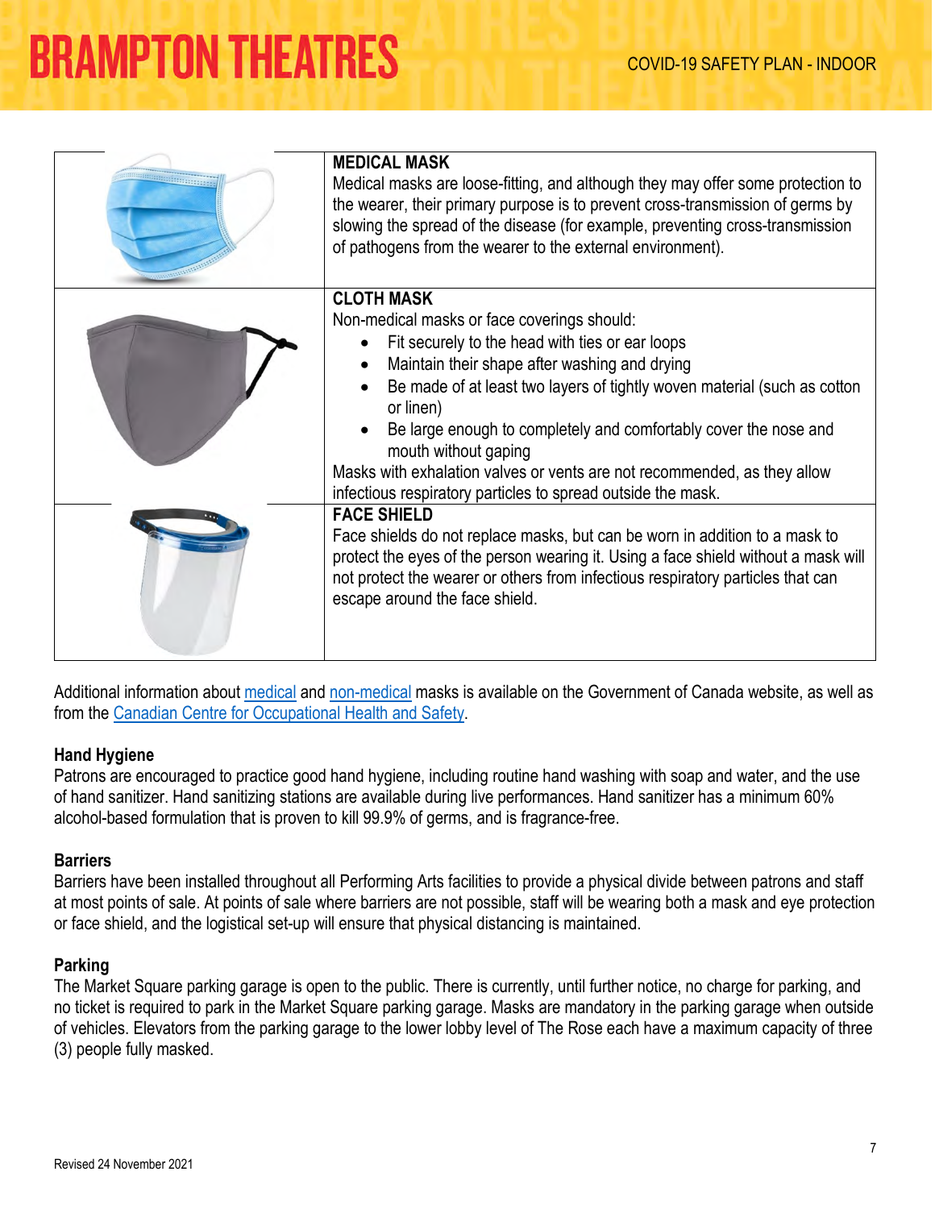| | |
|---|---|
| | **MEDICAL MASK**<br>Medical masks are loose-fitting, and although they may offer some protection to the wearer, their primary purpose is to prevent cross-transmission of germs by slowing the spread of the disease (for example, preventing cross-transmission of pathogens from the wearer to the external environment). |
| | **CLOTH MASK**<br>Non-medical masks or face coverings should:<br>• Fit securely to the head with ties or ear loops<br>• Maintain their shape after washing and drying<br>• Be made of at least two layers of tightly woven material (such as cotton or linen)<br>• Be large enough to completely and comfortably cover the nose and mouth without gaping<br>Masks with exhalation valves or vents are not recommended, as they allow infectious respiratory particles to spread outside the mask. |
| | **FACE SHIELD**<br>Face shields do not replace masks, but can be worn in addition to a mask to protect the eyes of the person wearing it. Using a face shield without a mask will not protect the wearer or others from infectious respiratory particles that can escape around the face shield. |

Additional information about medical and non-medical masks is available on the Government of Canada website, as well as from the Canadian Centre for Occupational Health and Safety.

### Hand Hygiene

Patrons are encouraged to practice good hand hygiene, including routine hand washing with soap and water, and the use of hand sanitizer. Hand sanitizing stations are available during live performances. Hand sanitizer has a minimum 60% alcohol-based formulation that is proven to kill 99.9% of germs, and is fragrance-free.

### Barriers

Barriers have been installed throughout all Performing Arts facilities to provide a physical divide between patrons and staff at most points of sale. At points of sale where barriers are not possible, staff will be wearing both a mask and eye protection or face shield, and the logistical set-up will ensure that physical distancing is maintained.

### Parking

The Market Square parking garage is open to the public. There is currently, until further notice, no charge for parking, and no ticket is required to park in the Market Square parking garage. Masks are mandatory in the parking garage when outside of vehicles. Elevators from the parking garage to the lower lobby level of The Rose each have a maximum capacity of three (3) people fully masked.

Revised 24 November 2021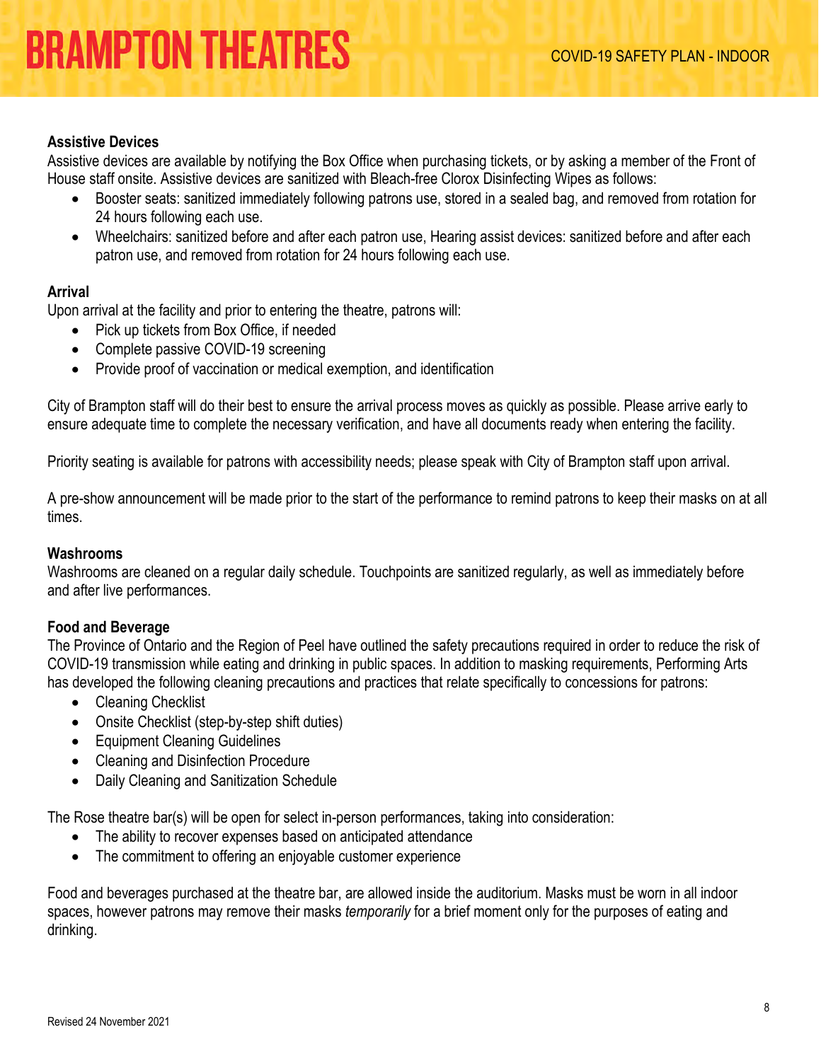### Assistive Devices

Assistive devices are available by notifying the Box Office when purchasing tickets, or by asking a member of the Front of House staff onsite. Assistive devices are sanitized with Bleach-free Clorox Disinfecting Wipes as follows:

- Booster seats: sanitized immediately following patrons use, stored in a sealed bag, and removed from rotation for 24 hours following each use.
- Wheelchairs: sanitized before and after each patron use, Hearing assist devices: sanitized before and after each patron use, and removed from rotation for 24 hours following each use.

### Arrival

Upon arrival at the facility and prior to entering the theatre, patrons will:

- Pick up tickets from Box Office, if needed
- Complete passive COVID-19 screening
- Provide proof of vaccination or medical exemption, and identification

City of Brampton staff will do their best to ensure the arrival process moves as quickly as possible. Please arrive early to ensure adequate time to complete the necessary verification, and have all documents ready when entering the facility.

Priority seating is available for patrons with accessibility needs; please speak with City of Brampton staff upon arrival.

A pre-show announcement will be made prior to the start of the performance to remind patrons to keep their masks on at all times.

### Washrooms

Washrooms are cleaned on a regular daily schedule. Touchpoints are sanitized regularly, as well as immediately before and after live performances.

### Food and Beverage

The Province of Ontario and the Region of Peel have outlined the safety precautions required in order to reduce the risk of COVID-19 transmission while eating and drinking in public spaces. In addition to masking requirements, Performing Arts has developed the following cleaning precautions and practices that relate specifically to concessions for patrons:

- Cleaning Checklist
- Onsite Checklist (step-by-step shift duties)
- Equipment Cleaning Guidelines
- Cleaning and Disinfection Procedure
- Daily Cleaning and Sanitization Schedule

The Rose theatre bar(s) will be open for select in-person performances, taking into consideration:

- The ability to recover expenses based on anticipated attendance
- The commitment to offering an enjoyable customer experience

Food and beverages purchased at the theatre bar, are allowed inside the auditorium. Masks must be worn in all indoor spaces, however patrons may remove their masks *temporarily* for a brief moment only for the purposes of eating and drinking.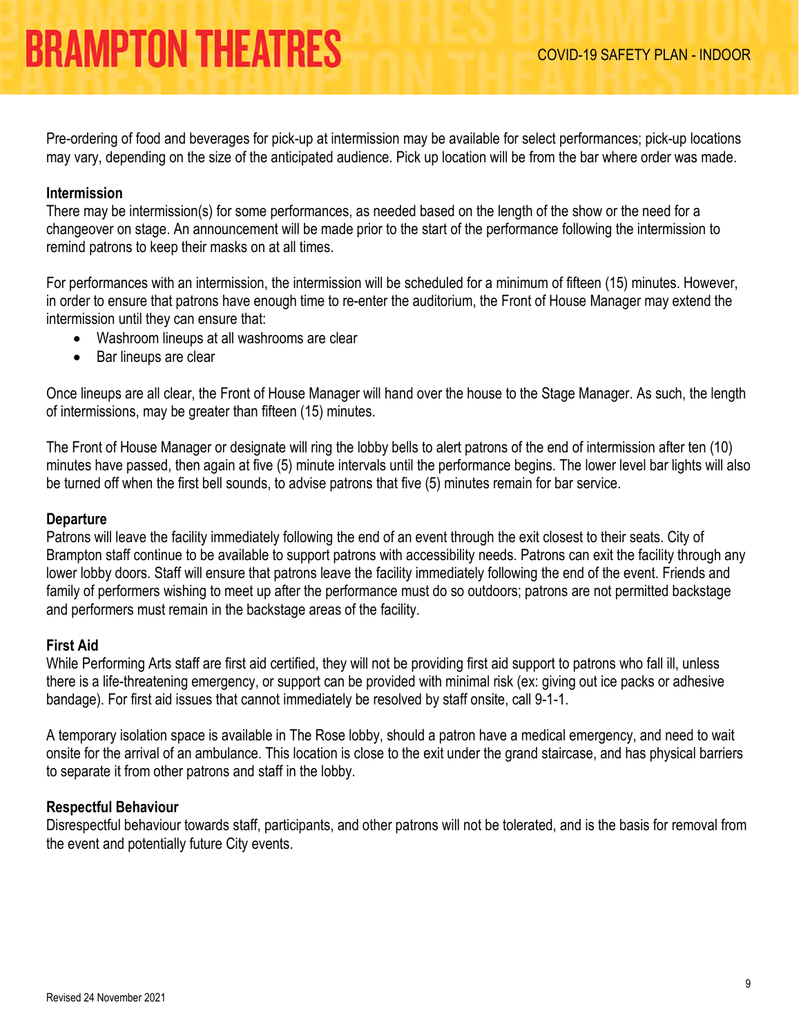Pre-ordering of food and beverages for pick-up at intermission may be available for select performances; pick-up locations may vary, depending on the size of the anticipated audience. Pick up location will be from the bar where order was made.

**Intermission**

There may be intermission(s) for some performances, as needed based on the length of the show or the need for a changeover on stage. An announcement will be made prior to the start of the performance following the intermission to remind patrons to keep their masks on at all times.

For performances with an intermission, the intermission will be scheduled for a minimum of fifteen (15) minutes. However, in order to ensure that patrons have enough time to re-enter the auditorium, the Front of House Manager may extend the intermission until they can ensure that:

- Washroom lineups at all washrooms are clear
- Bar lineups are clear

Once lineups are all clear, the Front of House Manager will hand over the house to the Stage Manager. As such, the length of intermissions, may be greater than fifteen (15) minutes.

The Front of House Manager or designate will ring the lobby bells to alert patrons of the end of intermission after ten (10) minutes have passed, then again at five (5) minute intervals until the performance begins. The lower level bar lights will also be turned off when the first bell sounds, to advise patrons that five (5) minutes remain for bar service.

**Departure**

Patrons will leave the facility immediately following the end of an event through the exit closest to their seats. City of Brampton staff continue to be available to support patrons with accessibility needs. Patrons can exit the facility through any lower lobby doors. Staff will ensure that patrons leave the facility immediately following the end of the event. Friends and family of performers wishing to meet up after the performance must do so outdoors; patrons are not permitted backstage and performers must remain in the backstage areas of the facility.

**First Aid**

While Performing Arts staff are first aid certified, they will not be providing first aid support to patrons who fall ill, unless there is a life-threatening emergency, or support can be provided with minimal risk (ex: giving out ice packs or adhesive bandage). For first aid issues that cannot immediately be resolved by staff onsite, call 9-1-1.

A temporary isolation space is available in The Rose lobby, should a patron have a medical emergency, and need to wait onsite for the arrival of an ambulance. This location is close to the exit under the grand staircase, and has physical barriers to separate it from other patrons and staff in the lobby.

**Respectful Behaviour**

Disrespectful behaviour towards staff, participants, and other patrons will not be tolerated, and is the basis for removal from the event and potentially future City events.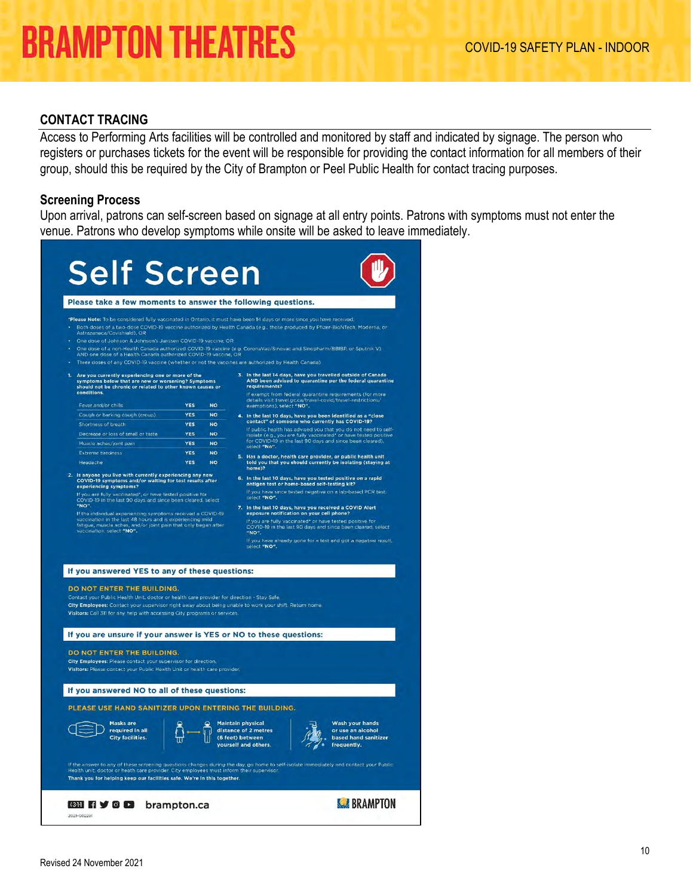## CONTACT TRACING

Access to Performing Arts facilities will be controlled and monitored by staff and indicated by signage. The person who registers or purchases tickets for the event will be responsible for providing the contact information for all members of their group, should this be required by the City of Brampton or Peel Public Health for contact tracing purposes.

### Screening Process

Upon arrival, patrons can self-screen based on signage at all entry points. Patrons with symptoms must not enter the venue. Patrons who develop symptoms while onsite will be asked to leave immediately.

# Self Screen

**Please take a few moments to answer the following questions.**

*Please Note: To be considered fully vaccinated in Ontario, it must have been 14 days or more since you have received:

- Both doses of a two-dose COVID-19 vaccine authorized by Health Canada (e.g., those produced by Pfizer-BioNTech, Moderna, or Astrazeneca/Covishield), OR
- One dose of Johnson & Johnson's Janssen COVID-19 vaccine, OR
- One dose of a non-Health Canada authorized COVID-19 vaccine (e.g. CoronaVac/Sinovac and Sinopharm/BBIBP, or Sputnik V) AND one dose of a Health Canada authorized COVID-19 vaccine, OR
- Three doses of any COVID-19 vaccine (whether or not the vaccines are authorized by Health Canada)

1. **Are you currently experiencing one or more of the symptoms below that are new or worsening? Symptoms should not be chronic or related to other known causes or conditions.**

| Symptom | | |
|---|---|---|
| Fever and/or chills | YES | NO |
| Cough or barking cough (croup) | YES | NO |
| Shortness of breath | YES | NO |
| Decrease or loss of smell or taste | YES | NO |
| Muscle aches/joint pain | YES | NO |
| Extreme tiredness | YES | NO |
| Headache | YES | NO |

2. **Is anyone you live with currently experiencing any new COVID-19 symptoms and/or waiting for test results after experiencing symptoms?**

   If you are fully vaccinated*, or have tested positive for COVID-19 in the last 90 days and since been cleared, select "NO".

   If the individual experiencing symptoms received a COVID-19 vaccination in the last 48 hours and is experiencing mild fatigue, muscle aches, and/or joint pain that only began after vaccination, select "NO".

3. **In the last 14 days, have you travelled outside of Canada AND been advised to quarantine per the federal quarantine requirements?**

   If exempt from federal quarantine requirements (for more details visit travel.gc.ca/travel-covid/travel-restrictions/exemptions), select "NO".

4. **In the last 10 days, have you been identified as a "close contact" of someone who currently has COVID-19?**

   If public health has advised you that you do not need to self-isolate (e.g., you are fully vaccinated* or have tested positive for COVID-19 in the last 90 days and since been cleared), select "NO".

5. **Has a doctor, health care provider, or public health unit told you that you should currently be isolating (staying at home)?**

6. **In the last 10 days, have you tested positive on a rapid antigen test or home-based self-testing kit?**

   If you have since tested negative on a lab-based PCR test, select "NO".

7. **In the last 10 days, have you received a COVID Alert exposure notification on your cell phone?**

   If you are fully vaccinated* or have tested positive for COVID-19 in the last 90 days and since been cleared, select "NO".

   If you have already gone for a test and got a negative result, select "NO".

**If you answered YES to any of these questions:**

**DO NOT ENTER THE BUILDING.**

Contact your Public Health Unit, doctor or health care provider for direction - Stay Safe.

**City Employees:** Contact your supervisor right away about being unable to work your shift. Return home.

**Visitors:** Call 311 for any help with accessing City programs or services.

**If you are unsure if your answer is YES or NO to these questions:**

**DO NOT ENTER THE BUILDING.**

**City Employees:** Please contact your supervisor for direction.

**Visitors:** Please contact your Public Health Unit or health care provider.

**If you answered NO to all of these questions:**

**PLEASE USE HAND SANITIZER UPON ENTERING THE BUILDING.**

- Masks are required in all City facilities.
- Maintain physical distance of 2 metres (6 feet) between yourself and others.
- Wash your hands or use an alcohol based hand sanitizer frequently.

If the answer to any of these screening questions changes during the day, go home to self-isolate immediately and contact your Public Health unit, doctor or heath care provider. City employees must inform their supervisor.

**Thank you for helping keep our facilities safe. We're in this together.**

brampton.ca

BRAMPTON

2021-000241

Revised 24 November 2021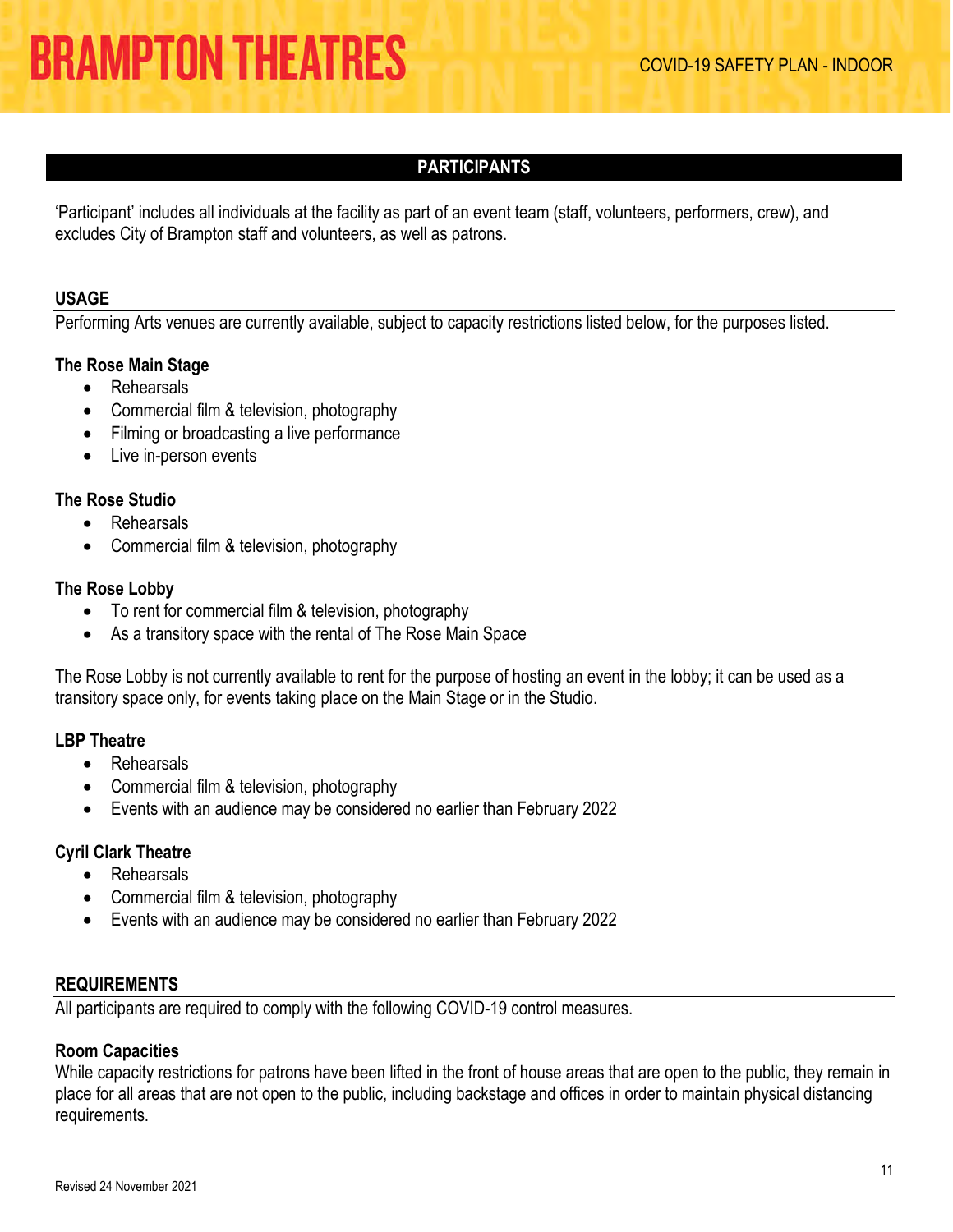## PARTICIPANTS

'Participant' includes all individuals at the facility as part of an event team (staff, volunteers, performers, crew), and excludes City of Brampton staff and volunteers, as well as patrons.

### USAGE

Performing Arts venues are currently available, subject to capacity restrictions listed below, for the purposes listed.

**The Rose Main Stage**

- Rehearsals
- Commercial film & television, photography
- Filming or broadcasting a live performance
- Live in-person events

**The Rose Studio**

- Rehearsals
- Commercial film & television, photography

**The Rose Lobby**

- To rent for commercial film & television, photography
- As a transitory space with the rental of The Rose Main Space

The Rose Lobby is not currently available to rent for the purpose of hosting an event in the lobby; it can be used as a transitory space only, for events taking place on the Main Stage or in the Studio.

**LBP Theatre**

- Rehearsals
- Commercial film & television, photography
- Events with an audience may be considered no earlier than February 2022

**Cyril Clark Theatre**

- Rehearsals
- Commercial film & television, photography
- Events with an audience may be considered no earlier than February 2022

### REQUIREMENTS

All participants are required to comply with the following COVID-19 control measures.

**Room Capacities**

While capacity restrictions for patrons have been lifted in the front of house areas that are open to the public, they remain in place for all areas that are not open to the public, including backstage and offices in order to maintain physical distancing requirements.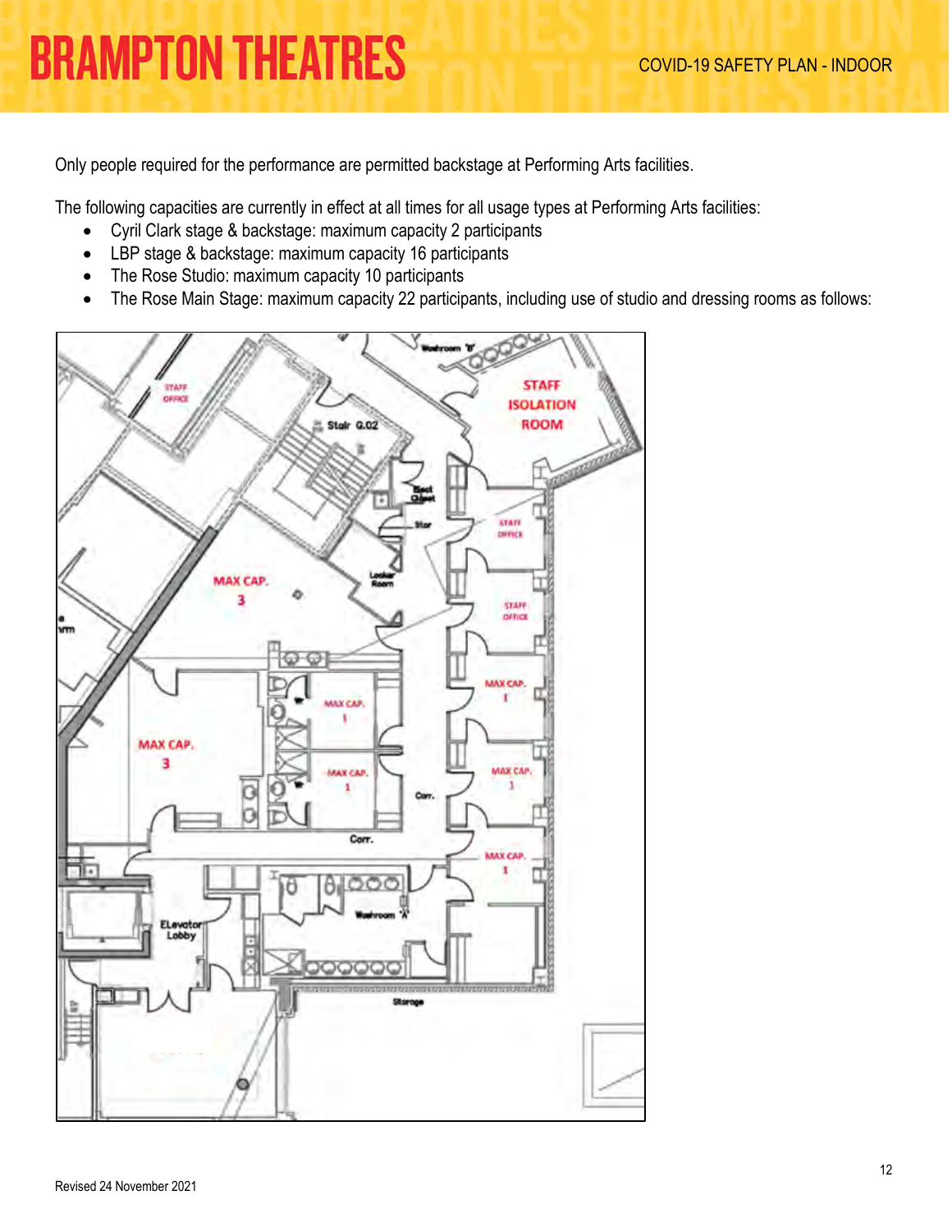Only people required for the performance are permitted backstage at Performing Arts facilities.

The following capacities are currently in effect at all times for all usage types at Performing Arts facilities:

- Cyril Clark stage & backstage: maximum capacity 2 participants
- LBP stage & backstage: maximum capacity 16 participants
- The Rose Studio: maximum capacity 10 participants
- The Rose Main Stage: maximum capacity 22 participants, including use of studio and dressing rooms as follows: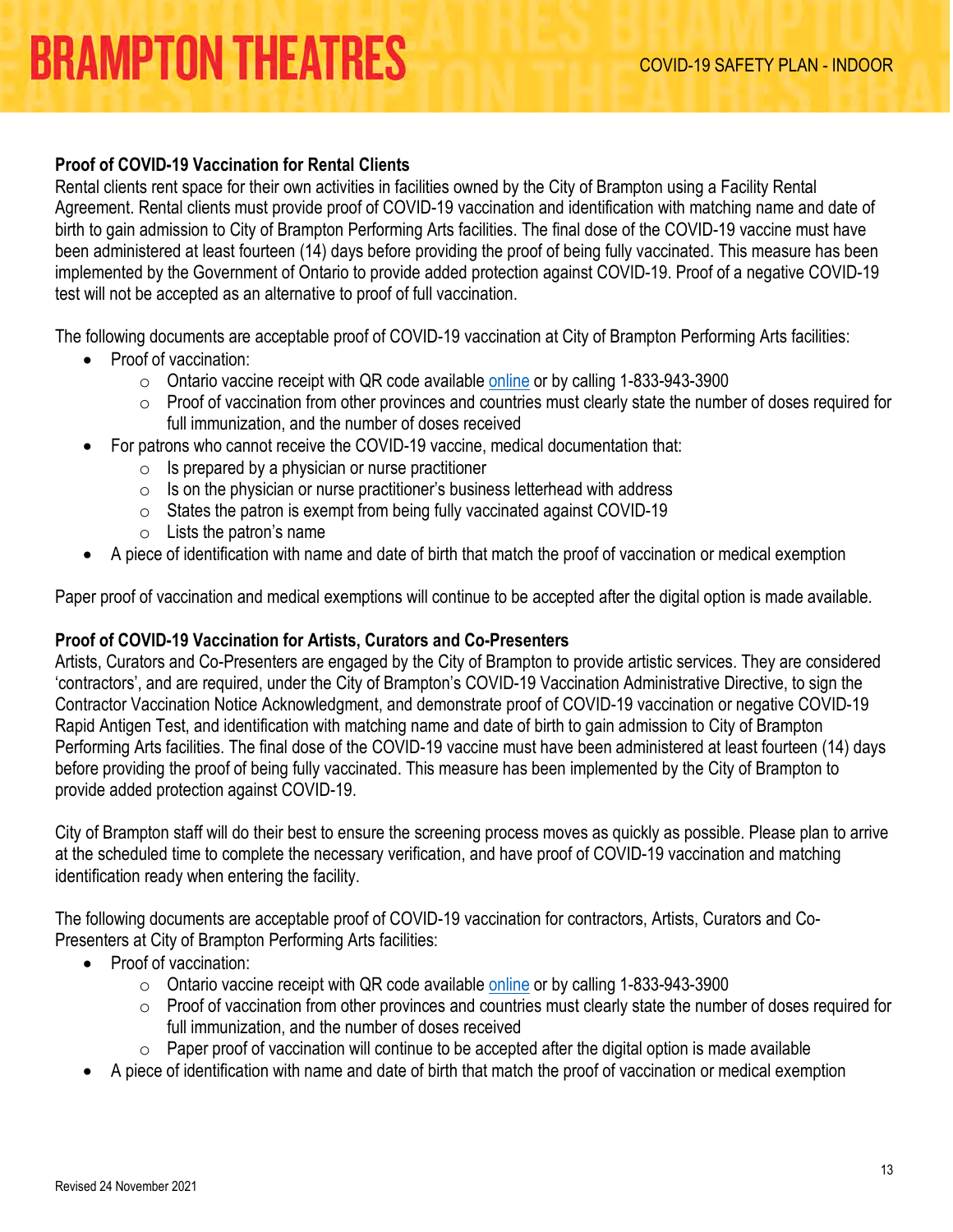### Proof of COVID-19 Vaccination for Rental Clients

Rental clients rent space for their own activities in facilities owned by the City of Brampton using a Facility Rental Agreement. Rental clients must provide proof of COVID-19 vaccination and identification with matching name and date of birth to gain admission to City of Brampton Performing Arts facilities. The final dose of the COVID-19 vaccine must have been administered at least fourteen (14) days before providing the proof of being fully vaccinated. This measure has been implemented by the Government of Ontario to provide added protection against COVID-19. Proof of a negative COVID-19 test will not be accepted as an alternative to proof of full vaccination.

The following documents are acceptable proof of COVID-19 vaccination at City of Brampton Performing Arts facilities:

- Proof of vaccination:
  - Ontario vaccine receipt with QR code available online or by calling 1-833-943-3900
  - Proof of vaccination from other provinces and countries must clearly state the number of doses required for full immunization, and the number of doses received
- For patrons who cannot receive the COVID-19 vaccine, medical documentation that:
  - Is prepared by a physician or nurse practitioner
  - Is on the physician or nurse practitioner's business letterhead with address
  - States the patron is exempt from being fully vaccinated against COVID-19
  - Lists the patron's name
- A piece of identification with name and date of birth that match the proof of vaccination or medical exemption

Paper proof of vaccination and medical exemptions will continue to be accepted after the digital option is made available.

### Proof of COVID-19 Vaccination for Artists, Curators and Co-Presenters

Artists, Curators and Co-Presenters are engaged by the City of Brampton to provide artistic services. They are considered 'contractors', and are required, under the City of Brampton's COVID-19 Vaccination Administrative Directive, to sign the Contractor Vaccination Notice Acknowledgment, and demonstrate proof of COVID-19 vaccination or negative COVID-19 Rapid Antigen Test, and identification with matching name and date of birth to gain admission to City of Brampton Performing Arts facilities. The final dose of the COVID-19 vaccine must have been administered at least fourteen (14) days before providing the proof of being fully vaccinated. This measure has been implemented by the City of Brampton to provide added protection against COVID-19.

City of Brampton staff will do their best to ensure the screening process moves as quickly as possible. Please plan to arrive at the scheduled time to complete the necessary verification, and have proof of COVID-19 vaccination and matching identification ready when entering the facility.

The following documents are acceptable proof of COVID-19 vaccination for contractors, Artists, Curators and Co-Presenters at City of Brampton Performing Arts facilities:

- Proof of vaccination:
  - Ontario vaccine receipt with QR code available online or by calling 1-833-943-3900
  - Proof of vaccination from other provinces and countries must clearly state the number of doses required for full immunization, and the number of doses received
  - Paper proof of vaccination will continue to be accepted after the digital option is made available
- A piece of identification with name and date of birth that match the proof of vaccination or medical exemption

Revised 24 November 2021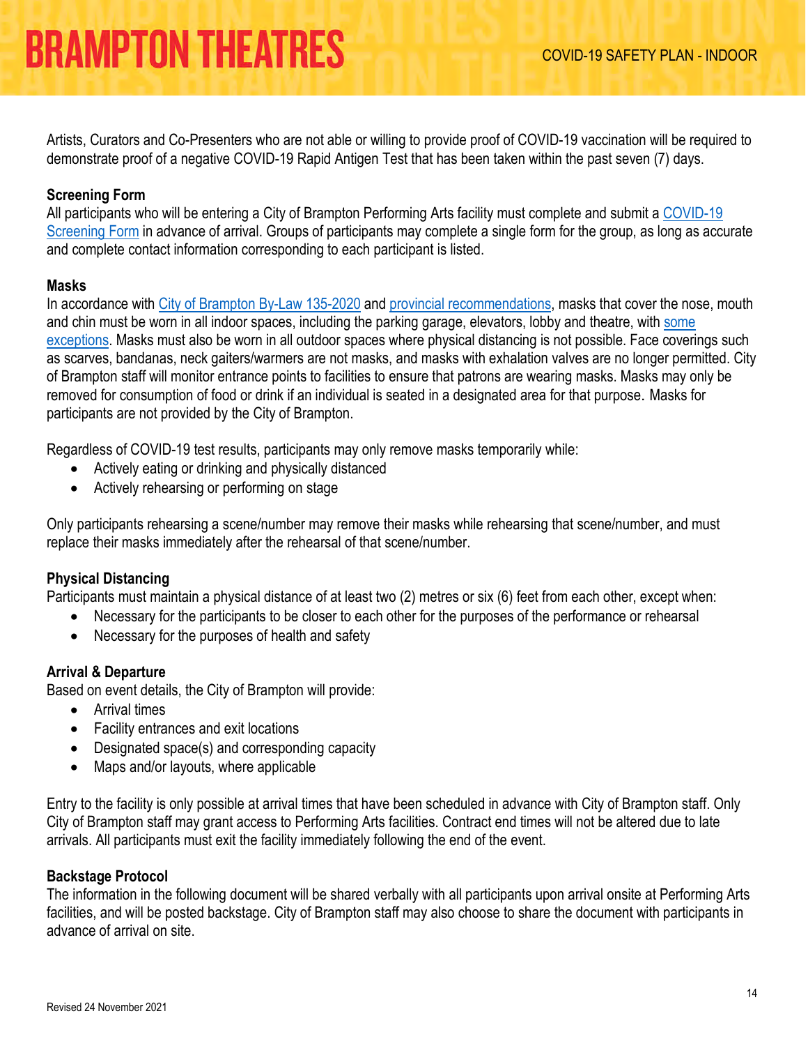Artists, Curators and Co-Presenters who are not able or willing to provide proof of COVID-19 vaccination will be required to demonstrate proof of a negative COVID-19 Rapid Antigen Test that has been taken within the past seven (7) days.

**Screening Form**

All participants who will be entering a City of Brampton Performing Arts facility must complete and submit a COVID-19 Screening Form in advance of arrival. Groups of participants may complete a single form for the group, as long as accurate and complete contact information corresponding to each participant is listed.

**Masks**

In accordance with City of Brampton By-Law 135-2020 and provincial recommendations, masks that cover the nose, mouth and chin must be worn in all indoor spaces, including the parking garage, elevators, lobby and theatre, with some exceptions. Masks must also be worn in all outdoor spaces where physical distancing is not possible. Face coverings such as scarves, bandanas, neck gaiters/warmers are not masks, and masks with exhalation valves are no longer permitted. City of Brampton staff will monitor entrance points to facilities to ensure that patrons are wearing masks. Masks may only be removed for consumption of food or drink if an individual is seated in a designated area for that purpose. Masks for participants are not provided by the City of Brampton.

Regardless of COVID-19 test results, participants may only remove masks temporarily while:

- Actively eating or drinking and physically distanced
- Actively rehearsing or performing on stage

Only participants rehearsing a scene/number may remove their masks while rehearsing that scene/number, and must replace their masks immediately after the rehearsal of that scene/number.

**Physical Distancing**

Participants must maintain a physical distance of at least two (2) metres or six (6) feet from each other, except when:

- Necessary for the participants to be closer to each other for the purposes of the performance or rehearsal
- Necessary for the purposes of health and safety

**Arrival & Departure**

Based on event details, the City of Brampton will provide:

- Arrival times
- Facility entrances and exit locations
- Designated space(s) and corresponding capacity
- Maps and/or layouts, where applicable

Entry to the facility is only possible at arrival times that have been scheduled in advance with City of Brampton staff. Only City of Brampton staff may grant access to Performing Arts facilities. Contract end times will not be altered due to late arrivals. All participants must exit the facility immediately following the end of the event.

**Backstage Protocol**

The information in the following document will be shared verbally with all participants upon arrival onsite at Performing Arts facilities, and will be posted backstage. City of Brampton staff may also choose to share the document with participants in advance of arrival on site.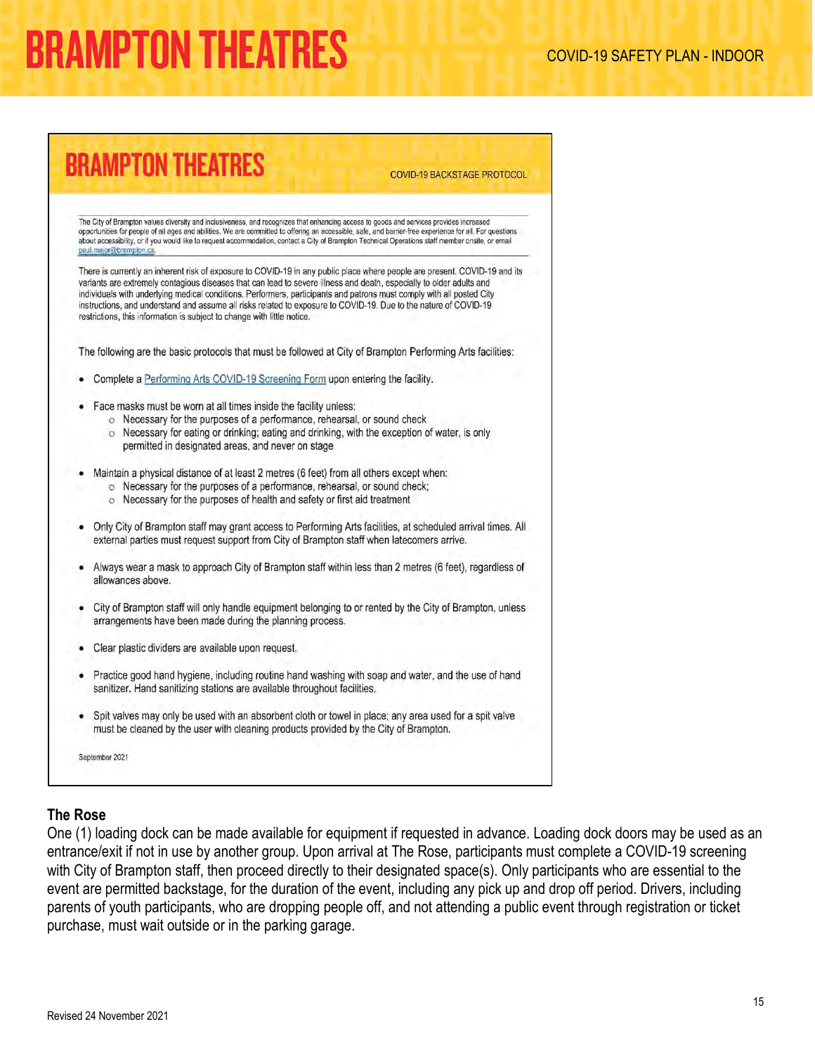**BRAMPTON THEATRES** — COVID-19 BACKSTAGE PROTOCOL

The City of Brampton values diversity and inclusiveness, and recognizes that enhancing access to goods and services provides increased opportunities for people of all ages and abilities. We are committed to offering an accessible, safe, and barrier-free experience for all. For questions about accessibility, or if you would like to request accommodation, contact a City of Brampton Technical Operations staff member onsite, or email paul.major@brampton.ca.

There is currently an inherent risk of exposure to COVID-19 in any public place where people are present. COVID-19 and its variants are extremely contagious diseases that can lead to severe illness and death, especially to older adults and individuals with underlying medical conditions. Performers, participants and patrons must comply with all posted City instructions, and understand and assume all risks related to exposure to COVID-19. Due to the nature of COVID-19 restrictions, this information is subject to change with little notice.

The following are the basic protocols that must be followed at City of Brampton Performing Arts facilities:

- Complete a Performing Arts COVID-19 Screening Form upon entering the facility.
- Face masks must be worn at all times inside the facility unless:
  - Necessary for the purposes of a performance, rehearsal, or sound check
  - Necessary for eating or drinking; eating and drinking, with the exception of water, is only permitted in designated areas, and never on stage
- Maintain a physical distance of at least 2 metres (6 feet) from all others except when:
  - Necessary for the purposes of a performance, rehearsal, or sound check;
  - Necessary for the purposes of health and safety or first aid treatment
- Only City of Brampton staff may grant access to Performing Arts facilities, at scheduled arrival times. All external parties must request support from City of Brampton staff when latecomers arrive.
- Always wear a mask to approach City of Brampton staff within less than 2 metres (6 feet), regardless of allowances above.
- City of Brampton staff will only handle equipment belonging to or rented by the City of Brampton, unless arrangements have been made during the planning process.
- Clear plastic dividers are available upon request.
- Practice good hand hygiene, including routine hand washing with soap and water, and the use of hand sanitizer. Hand sanitizing stations are available throughout facilities.
- Spit valves may only be used with an absorbent cloth or towel in place; any area used for a spit valve must be cleaned by the user with cleaning products provided by the City of Brampton.

September 2021

### The Rose

One (1) loading dock can be made available for equipment if requested in advance. Loading dock doors may be used as an entrance/exit if not in use by another group. Upon arrival at The Rose, participants must complete a COVID-19 screening with City of Brampton staff, then proceed directly to their designated space(s). Only participants who are essential to the event are permitted backstage, for the duration of the event, including any pick up and drop off period. Drivers, including parents of youth participants, who are dropping people off, and not attending a public event through registration or ticket purchase, must wait outside or in the parking garage.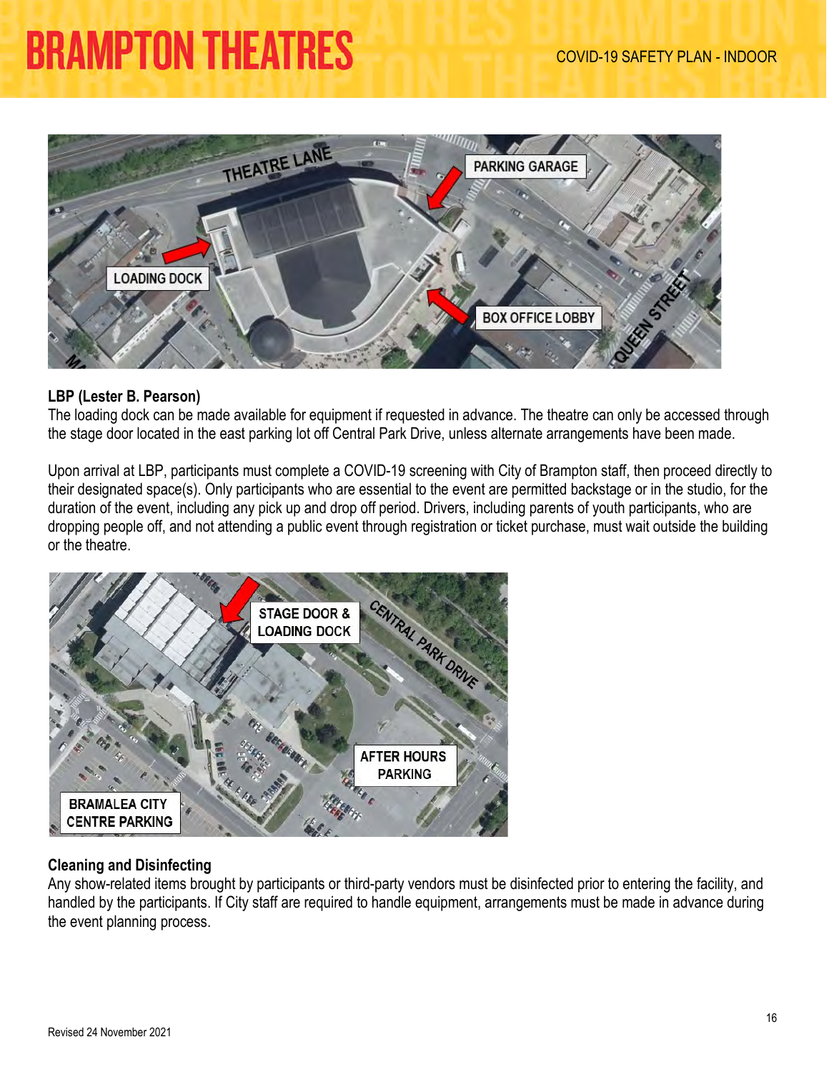### LBP (Lester B. Pearson)

The loading dock can be made available for equipment if requested in advance. The theatre can only be accessed through the stage door located in the east parking lot off Central Park Drive, unless alternate arrangements have been made.

Upon arrival at LBP, participants must complete a COVID-19 screening with City of Brampton staff, then proceed directly to their designated space(s). Only participants who are essential to the event are permitted backstage or in the studio, for the duration of the event, including any pick up and drop off period. Drivers, including parents of youth participants, who are dropping people off, and not attending a public event through registration or ticket purchase, must wait outside the building or the theatre.

### Cleaning and Disinfecting

Any show-related items brought by participants or third-party vendors must be disinfected prior to entering the facility, and handled by the participants. If City staff are required to handle equipment, arrangements must be made in advance during the event planning process.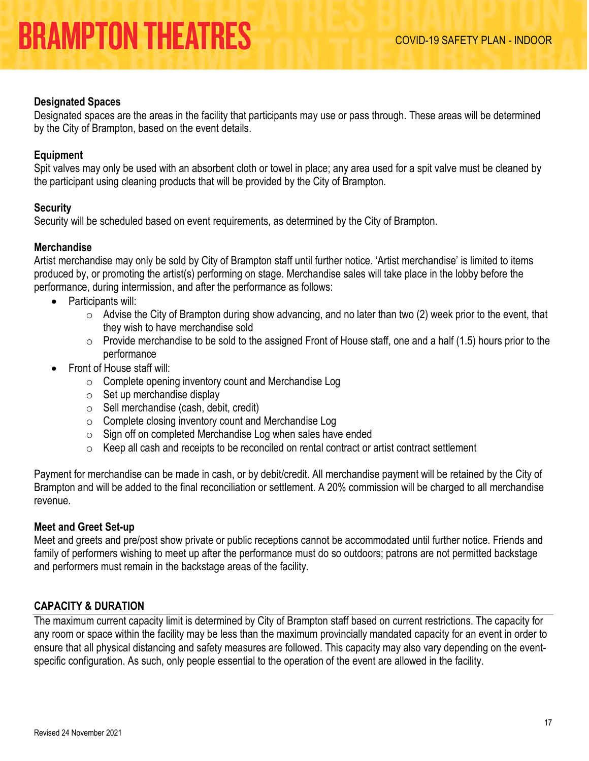### Designated Spaces

Designated spaces are the areas in the facility that participants may use or pass through. These areas will be determined by the City of Brampton, based on the event details.

### Equipment

Spit valves may only be used with an absorbent cloth or towel in place; any area used for a spit valve must be cleaned by the participant using cleaning products that will be provided by the City of Brampton.

### Security

Security will be scheduled based on event requirements, as determined by the City of Brampton.

### Merchandise

Artist merchandise may only be sold by City of Brampton staff until further notice. 'Artist merchandise' is limited to items produced by, or promoting the artist(s) performing on stage. Merchandise sales will take place in the lobby before the performance, during intermission, and after the performance as follows:

- Participants will:
  - Advise the City of Brampton during show advancing, and no later than two (2) week prior to the event, that they wish to have merchandise sold
  - Provide merchandise to be sold to the assigned Front of House staff, one and a half (1.5) hours prior to the performance
- Front of House staff will:
  - Complete opening inventory count and Merchandise Log
  - Set up merchandise display
  - Sell merchandise (cash, debit, credit)
  - Complete closing inventory count and Merchandise Log
  - Sign off on completed Merchandise Log when sales have ended
  - Keep all cash and receipts to be reconciled on rental contract or artist contract settlement

Payment for merchandise can be made in cash, or by debit/credit. All merchandise payment will be retained by the City of Brampton and will be added to the final reconciliation or settlement. A 20% commission will be charged to all merchandise revenue.

### Meet and Greet Set-up

Meet and greets and pre/post show private or public receptions cannot be accommodated until further notice. Friends and family of performers wishing to meet up after the performance must do so outdoors; patrons are not permitted backstage and performers must remain in the backstage areas of the facility.

## CAPACITY & DURATION

The maximum current capacity limit is determined by City of Brampton staff based on current restrictions. The capacity for any room or space within the facility may be less than the maximum provincially mandated capacity for an event in order to ensure that all physical distancing and safety measures are followed. This capacity may also vary depending on the event-specific configuration. As such, only people essential to the operation of the event are allowed in the facility.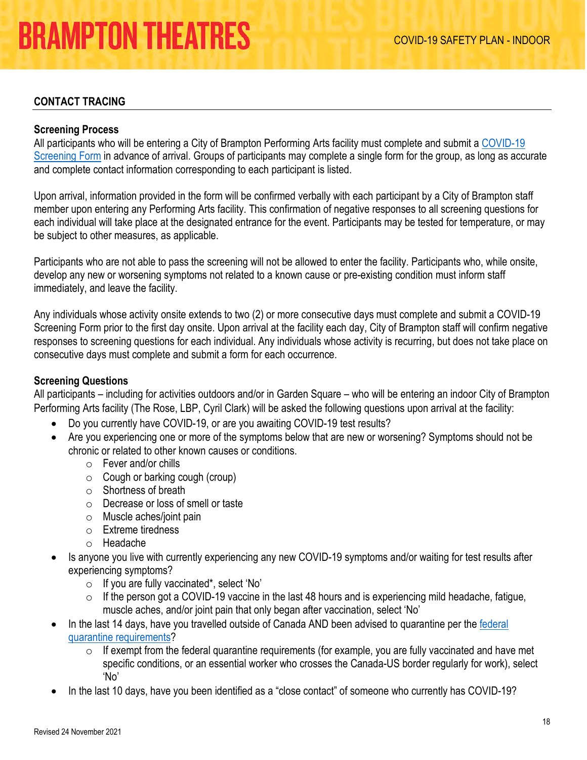## CONTACT TRACING

### Screening Process

All participants who will be entering a City of Brampton Performing Arts facility must complete and submit a [COVID-19 Screening Form]() in advance of arrival. Groups of participants may complete a single form for the group, as long as accurate and complete contact information corresponding to each participant is listed.

Upon arrival, information provided in the form will be confirmed verbally with each participant by a City of Brampton staff member upon entering any Performing Arts facility. This confirmation of negative responses to all screening questions for each individual will take place at the designated entrance for the event. Participants may be tested for temperature, or may be subject to other measures, as applicable.

Participants who are not able to pass the screening will not be allowed to enter the facility. Participants who, while onsite, develop any new or worsening symptoms not related to a known cause or pre-existing condition must inform staff immediately, and leave the facility.

Any individuals whose activity onsite extends to two (2) or more consecutive days must complete and submit a COVID-19 Screening Form prior to the first day onsite. Upon arrival at the facility each day, City of Brampton staff will confirm negative responses to screening questions for each individual. Any individuals whose activity is recurring, but does not take place on consecutive days must complete and submit a form for each occurrence.

### Screening Questions

All participants – including for activities outdoors and/or in Garden Square – who will be entering an indoor City of Brampton Performing Arts facility (The Rose, LBP, Cyril Clark) will be asked the following questions upon arrival at the facility:

- Do you currently have COVID-19, or are you awaiting COVID-19 test results?
- Are you experiencing one or more of the symptoms below that are new or worsening? Symptoms should not be chronic or related to other known causes or conditions.
  - Fever and/or chills
  - Cough or barking cough (croup)
  - Shortness of breath
  - Decrease or loss of smell or taste
  - Muscle aches/joint pain
  - Extreme tiredness
  - Headache
- Is anyone you live with currently experiencing any new COVID-19 symptoms and/or waiting for test results after experiencing symptoms?
  - If you are fully vaccinated*, select 'No'
  - If the person got a COVID-19 vaccine in the last 48 hours and is experiencing mild headache, fatigue, muscle aches, and/or joint pain that only began after vaccination, select 'No'
- In the last 14 days, have you travelled outside of Canada AND been advised to quarantine per the [federal quarantine requirements]()?
  - If exempt from the federal quarantine requirements (for example, you are fully vaccinated and have met specific conditions, or an essential worker who crosses the Canada-US border regularly for work), select 'No'
- In the last 10 days, have you been identified as a "close contact" of someone who currently has COVID-19?

Revised 24 November 2021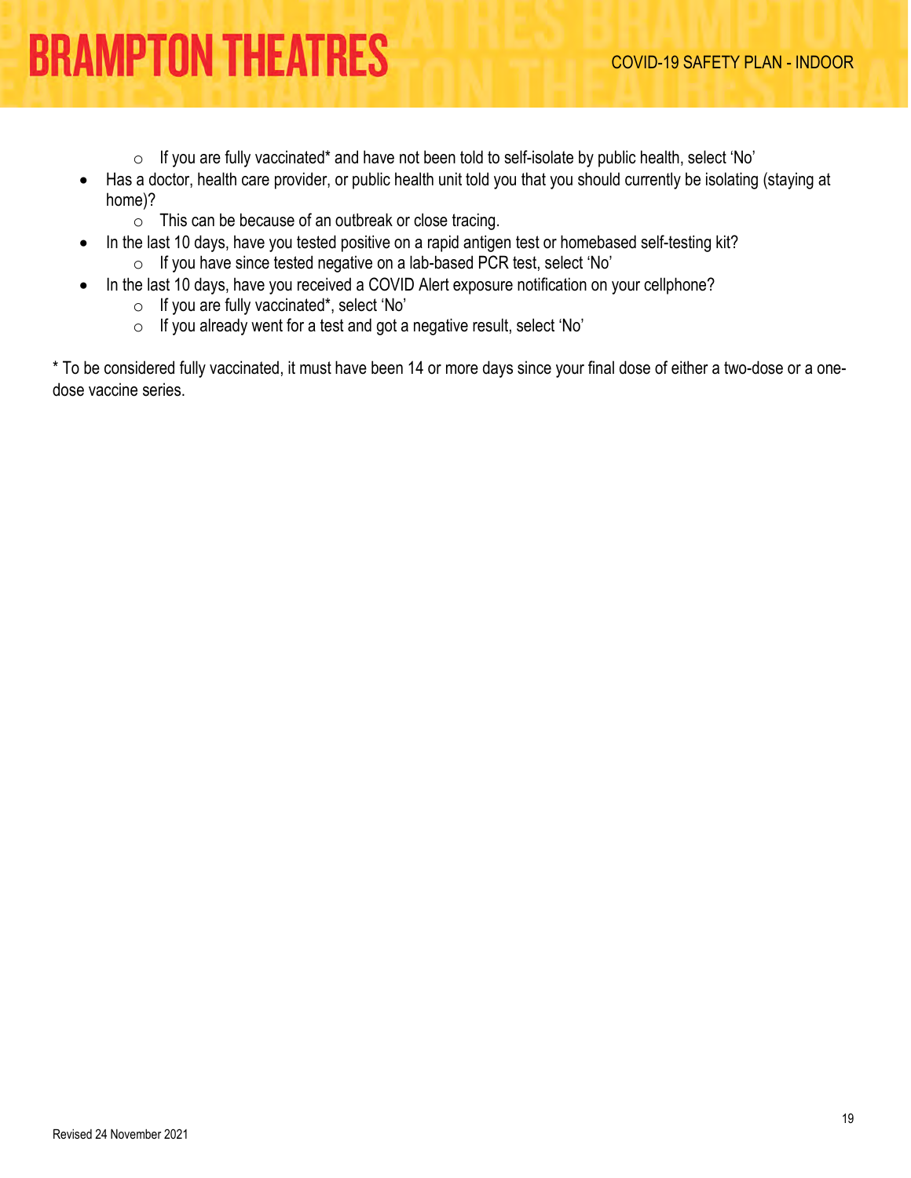- If you are fully vaccinated* and have not been told to self-isolate by public health, select 'No'
- Has a doctor, health care provider, or public health unit told you that you should currently be isolating (staying at home)?
    - This can be because of an outbreak or close tracing.
- In the last 10 days, have you tested positive on a rapid antigen test or homebased self-testing kit?
    - If you have since tested negative on a lab-based PCR test, select 'No'
- In the last 10 days, have you received a COVID Alert exposure notification on your cellphone?
    - If you are fully vaccinated*, select 'No'
    - If you already went for a test and got a negative result, select 'No'

* To be considered fully vaccinated, it must have been 14 or more days since your final dose of either a two-dose or a one-dose vaccine series.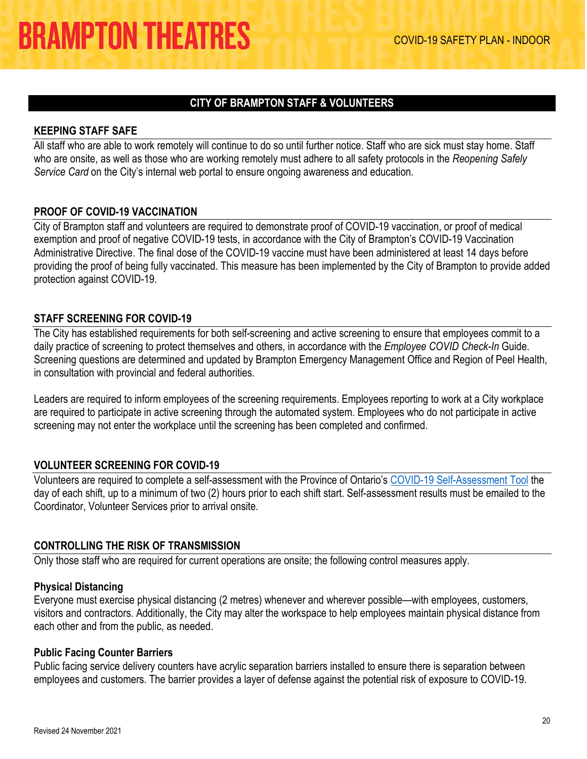## CITY OF BRAMPTON STAFF & VOLUNTEERS

### KEEPING STAFF SAFE

All staff who are able to work remotely will continue to do so until further notice. Staff who are sick must stay home. Staff who are onsite, as well as those who are working remotely must adhere to all safety protocols in the *Reopening Safely Service Card* on the City's internal web portal to ensure ongoing awareness and education.

### PROOF OF COVID-19 VACCINATION

City of Brampton staff and volunteers are required to demonstrate proof of COVID-19 vaccination, or proof of medical exemption and proof of negative COVID-19 tests, in accordance with the City of Brampton's COVID-19 Vaccination Administrative Directive. The final dose of the COVID-19 vaccine must have been administered at least 14 days before providing the proof of being fully vaccinated. This measure has been implemented by the City of Brampton to provide added protection against COVID-19.

### STAFF SCREENING FOR COVID-19

The City has established requirements for both self-screening and active screening to ensure that employees commit to a daily practice of screening to protect themselves and others, in accordance with the *Employee COVID Check-In* Guide. Screening questions are determined and updated by Brampton Emergency Management Office and Region of Peel Health, in consultation with provincial and federal authorities.

Leaders are required to inform employees of the screening requirements. Employees reporting to work at a City workplace are required to participate in active screening through the automated system. Employees who do not participate in active screening may not enter the workplace until the screening has been completed and confirmed.

### VOLUNTEER SCREENING FOR COVID-19

Volunteers are required to complete a self-assessment with the Province of Ontario's COVID-19 Self-Assessment Tool the day of each shift, up to a minimum of two (2) hours prior to each shift start. Self-assessment results must be emailed to the Coordinator, Volunteer Services prior to arrival onsite.

### CONTROLLING THE RISK OF TRANSMISSION

Only those staff who are required for current operations are onsite; the following control measures apply.

**Physical Distancing**

Everyone must exercise physical distancing (2 metres) whenever and wherever possible—with employees, customers, visitors and contractors. Additionally, the City may alter the workspace to help employees maintain physical distance from each other and from the public, as needed.

**Public Facing Counter Barriers**

Public facing service delivery counters have acrylic separation barriers installed to ensure there is separation between employees and customers. The barrier provides a layer of defense against the potential risk of exposure to COVID-19.

Revised 24 November 2021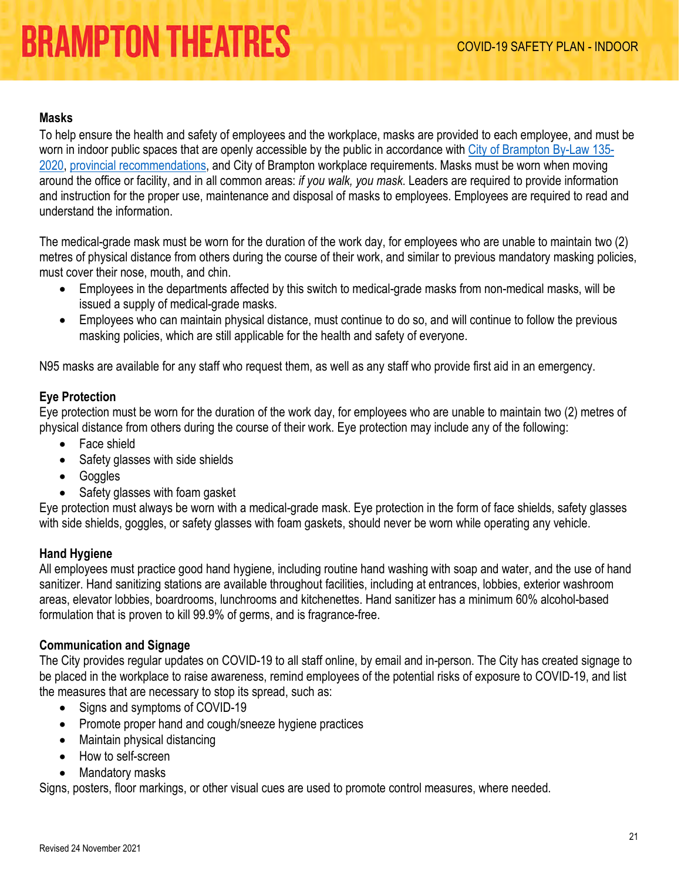### Masks

To help ensure the health and safety of employees and the workplace, masks are provided to each employee, and must be worn in indoor public spaces that are openly accessible by the public in accordance with [City of Brampton By-Law 135-2020](), [provincial recommendations](), and City of Brampton workplace requirements. Masks must be worn when moving around the office or facility, and in all common areas: *if you walk, you mask*. Leaders are required to provide information and instruction for the proper use, maintenance and disposal of masks to employees. Employees are required to read and understand the information.

The medical-grade mask must be worn for the duration of the work day, for employees who are unable to maintain two (2) metres of physical distance from others during the course of their work, and similar to previous mandatory masking policies, must cover their nose, mouth, and chin.

- Employees in the departments affected by this switch to medical-grade masks from non-medical masks, will be issued a supply of medical-grade masks.
- Employees who can maintain physical distance, must continue to do so, and will continue to follow the previous masking policies, which are still applicable for the health and safety of everyone.

N95 masks are available for any staff who request them, as well as any staff who provide first aid in an emergency.

### Eye Protection

Eye protection must be worn for the duration of the work day, for employees who are unable to maintain two (2) metres of physical distance from others during the course of their work. Eye protection may include any of the following:

- Face shield
- Safety glasses with side shields
- Goggles
- Safety glasses with foam gasket

Eye protection must always be worn with a medical-grade mask. Eye protection in the form of face shields, safety glasses with side shields, goggles, or safety glasses with foam gaskets, should never be worn while operating any vehicle.

### Hand Hygiene

All employees must practice good hand hygiene, including routine hand washing with soap and water, and the use of hand sanitizer. Hand sanitizing stations are available throughout facilities, including at entrances, lobbies, exterior washroom areas, elevator lobbies, boardrooms, lunchrooms and kitchenettes. Hand sanitizer has a minimum 60% alcohol-based formulation that is proven to kill 99.9% of germs, and is fragrance-free.

### Communication and Signage

The City provides regular updates on COVID-19 to all staff online, by email and in-person. The City has created signage to be placed in the workplace to raise awareness, remind employees of the potential risks of exposure to COVID-19, and list the measures that are necessary to stop its spread, such as:

- Signs and symptoms of COVID-19
- Promote proper hand and cough/sneeze hygiene practices
- Maintain physical distancing
- How to self-screen
- Mandatory masks

Signs, posters, floor markings, or other visual cues are used to promote control measures, where needed.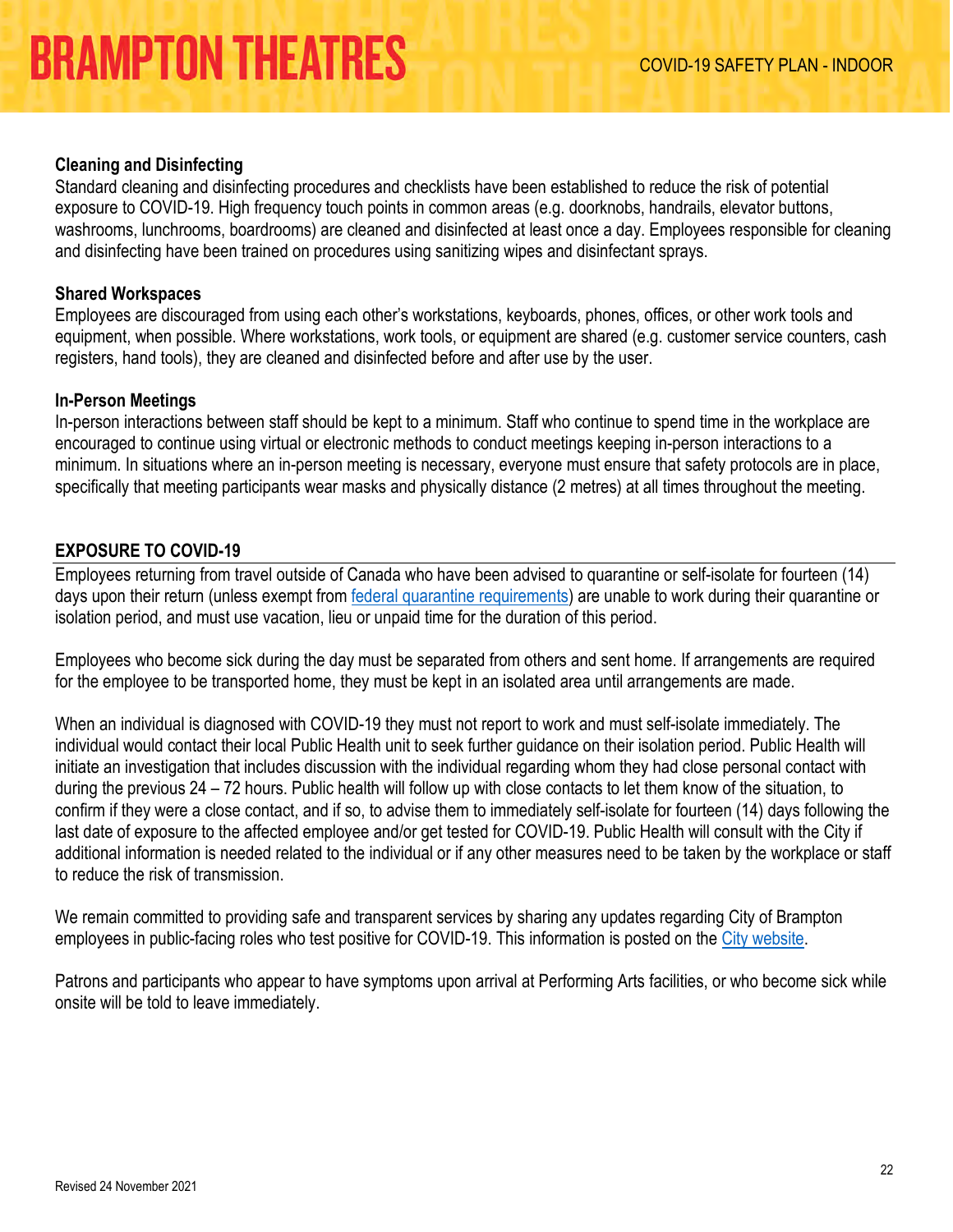### Cleaning and Disinfecting

Standard cleaning and disinfecting procedures and checklists have been established to reduce the risk of potential exposure to COVID-19. High frequency touch points in common areas (e.g. doorknobs, handrails, elevator buttons, washrooms, lunchrooms, boardrooms) are cleaned and disinfected at least once a day. Employees responsible for cleaning and disinfecting have been trained on procedures using sanitizing wipes and disinfectant sprays.

### Shared Workspaces

Employees are discouraged from using each other's workstations, keyboards, phones, offices, or other work tools and equipment, when possible. Where workstations, work tools, or equipment are shared (e.g. customer service counters, cash registers, hand tools), they are cleaned and disinfected before and after use by the user.

### In-Person Meetings

In-person interactions between staff should be kept to a minimum. Staff who continue to spend time in the workplace are encouraged to continue using virtual or electronic methods to conduct meetings keeping in-person interactions to a minimum. In situations where an in-person meeting is necessary, everyone must ensure that safety protocols are in place, specifically that meeting participants wear masks and physically distance (2 metres) at all times throughout the meeting.

## EXPOSURE TO COVID-19

Employees returning from travel outside of Canada who have been advised to quarantine or self-isolate for fourteen (14) days upon their return (unless exempt from federal quarantine requirements) are unable to work during their quarantine or isolation period, and must use vacation, lieu or unpaid time for the duration of this period.

Employees who become sick during the day must be separated from others and sent home. If arrangements are required for the employee to be transported home, they must be kept in an isolated area until arrangements are made.

When an individual is diagnosed with COVID-19 they must not report to work and must self-isolate immediately. The individual would contact their local Public Health unit to seek further guidance on their isolation period. Public Health will initiate an investigation that includes discussion with the individual regarding whom they had close personal contact with during the previous 24 – 72 hours. Public health will follow up with close contacts to let them know of the situation, to confirm if they were a close contact, and if so, to advise them to immediately self-isolate for fourteen (14) days following the last date of exposure to the affected employee and/or get tested for COVID-19. Public Health will consult with the City if additional information is needed related to the individual or if any other measures need to be taken by the workplace or staff to reduce the risk of transmission.

We remain committed to providing safe and transparent services by sharing any updates regarding City of Brampton employees in public-facing roles who test positive for COVID-19. This information is posted on the City website.

Patrons and participants who appear to have symptoms upon arrival at Performing Arts facilities, or who become sick while onsite will be told to leave immediately.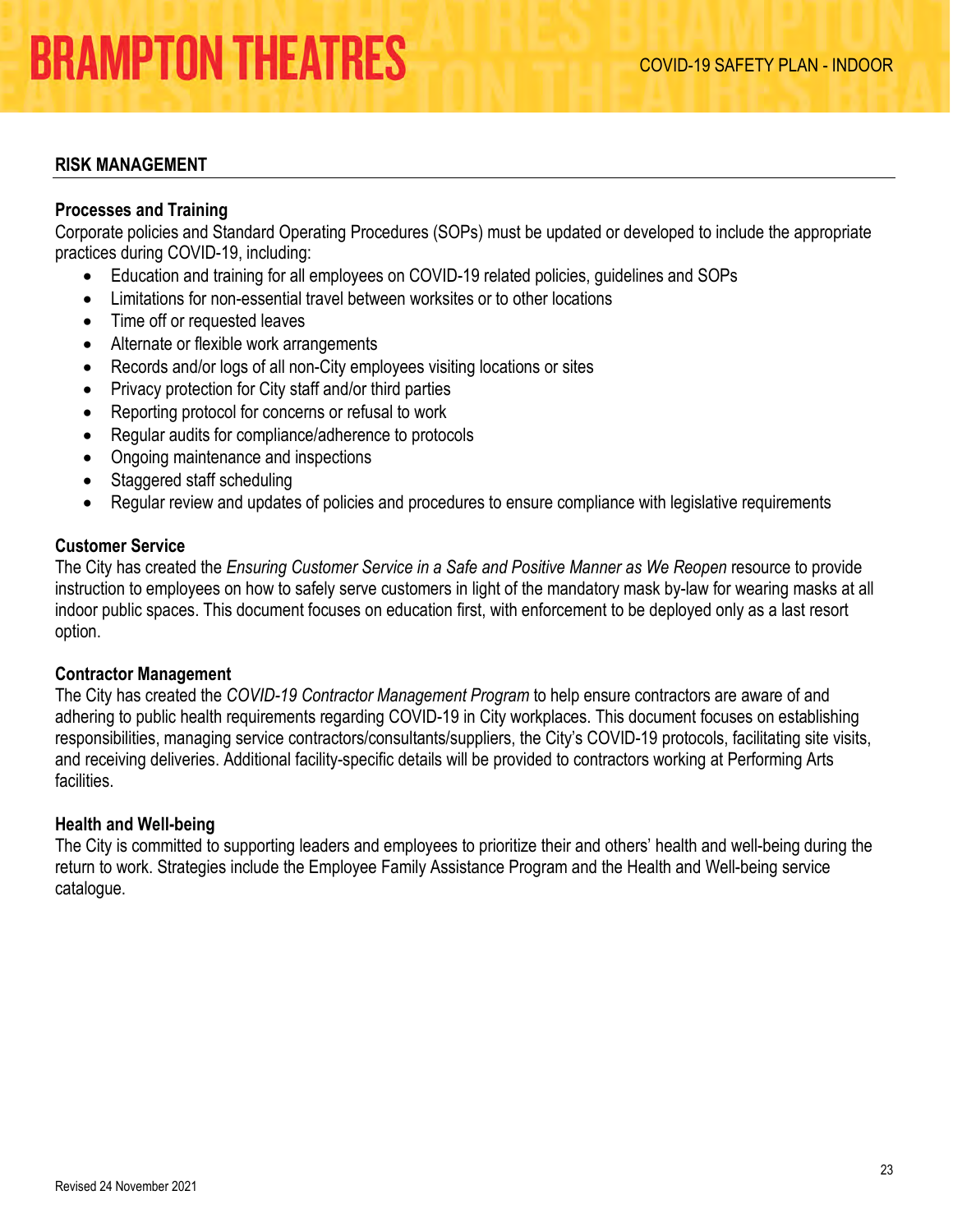## RISK MANAGEMENT

### Processes and Training

Corporate policies and Standard Operating Procedures (SOPs) must be updated or developed to include the appropriate practices during COVID-19, including:

- Education and training for all employees on COVID-19 related policies, guidelines and SOPs
- Limitations for non-essential travel between worksites or to other locations
- Time off or requested leaves
- Alternate or flexible work arrangements
- Records and/or logs of all non-City employees visiting locations or sites
- Privacy protection for City staff and/or third parties
- Reporting protocol for concerns or refusal to work
- Regular audits for compliance/adherence to protocols
- Ongoing maintenance and inspections
- Staggered staff scheduling
- Regular review and updates of policies and procedures to ensure compliance with legislative requirements

### Customer Service

The City has created the *Ensuring Customer Service in a Safe and Positive Manner as We Reopen* resource to provide instruction to employees on how to safely serve customers in light of the mandatory mask by-law for wearing masks at all indoor public spaces. This document focuses on education first, with enforcement to be deployed only as a last resort option.

### Contractor Management

The City has created the *COVID-19 Contractor Management Program* to help ensure contractors are aware of and adhering to public health requirements regarding COVID-19 in City workplaces. This document focuses on establishing responsibilities, managing service contractors/consultants/suppliers, the City's COVID-19 protocols, facilitating site visits, and receiving deliveries. Additional facility-specific details will be provided to contractors working at Performing Arts facilities.

### Health and Well-being

The City is committed to supporting leaders and employees to prioritize their and others' health and well-being during the return to work. Strategies include the Employee Family Assistance Program and the Health and Well-being service catalogue.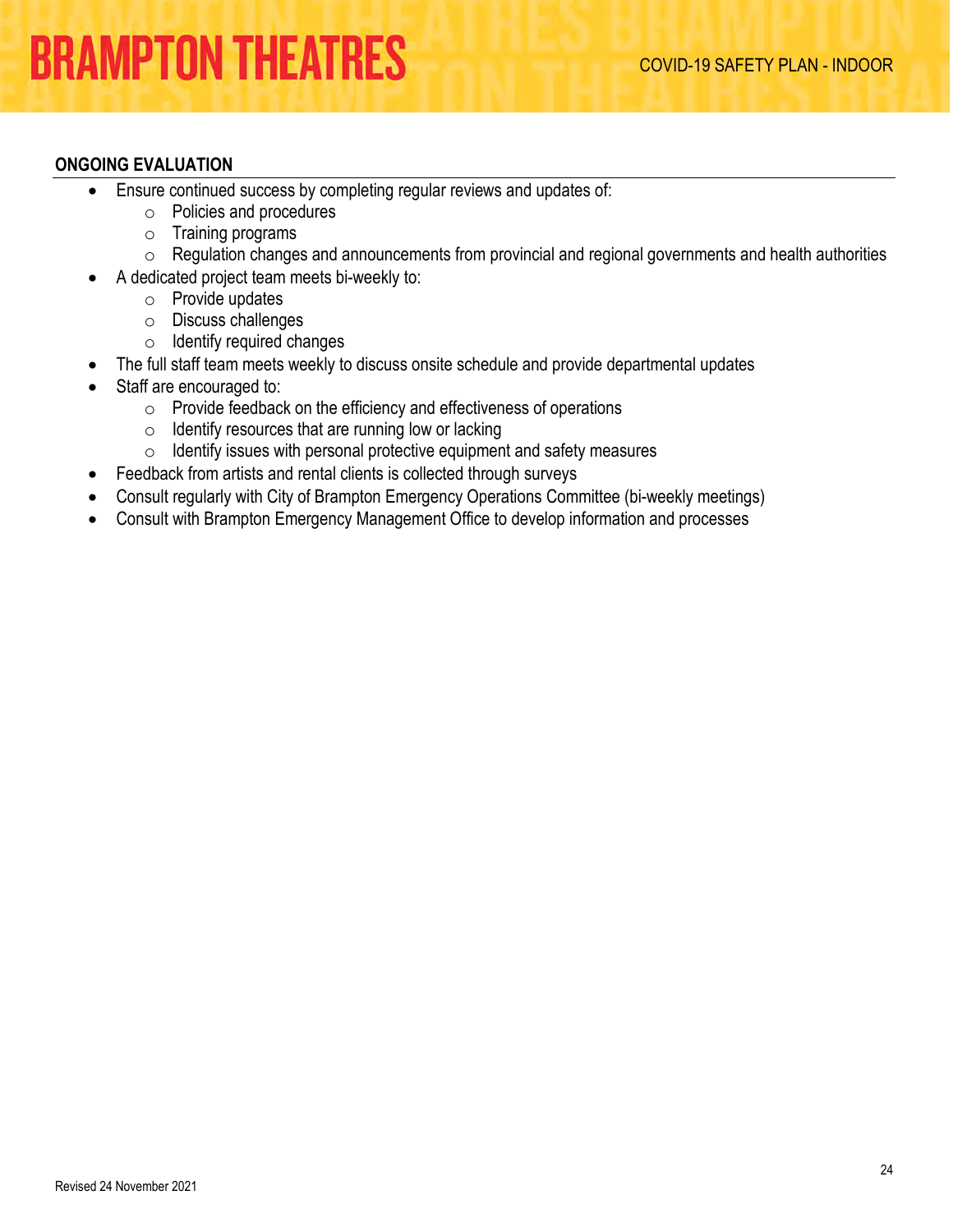## ONGOING EVALUATION

- Ensure continued success by completing regular reviews and updates of:
  - Policies and procedures
  - Training programs
  - Regulation changes and announcements from provincial and regional governments and health authorities
- A dedicated project team meets bi-weekly to:
  - Provide updates
  - Discuss challenges
  - Identify required changes
- The full staff team meets weekly to discuss onsite schedule and provide departmental updates
- Staff are encouraged to:
  - Provide feedback on the efficiency and effectiveness of operations
  - Identify resources that are running low or lacking
  - Identify issues with personal protective equipment and safety measures
- Feedback from artists and rental clients is collected through surveys
- Consult regularly with City of Brampton Emergency Operations Committee (bi-weekly meetings)
- Consult with Brampton Emergency Management Office to develop information and processes